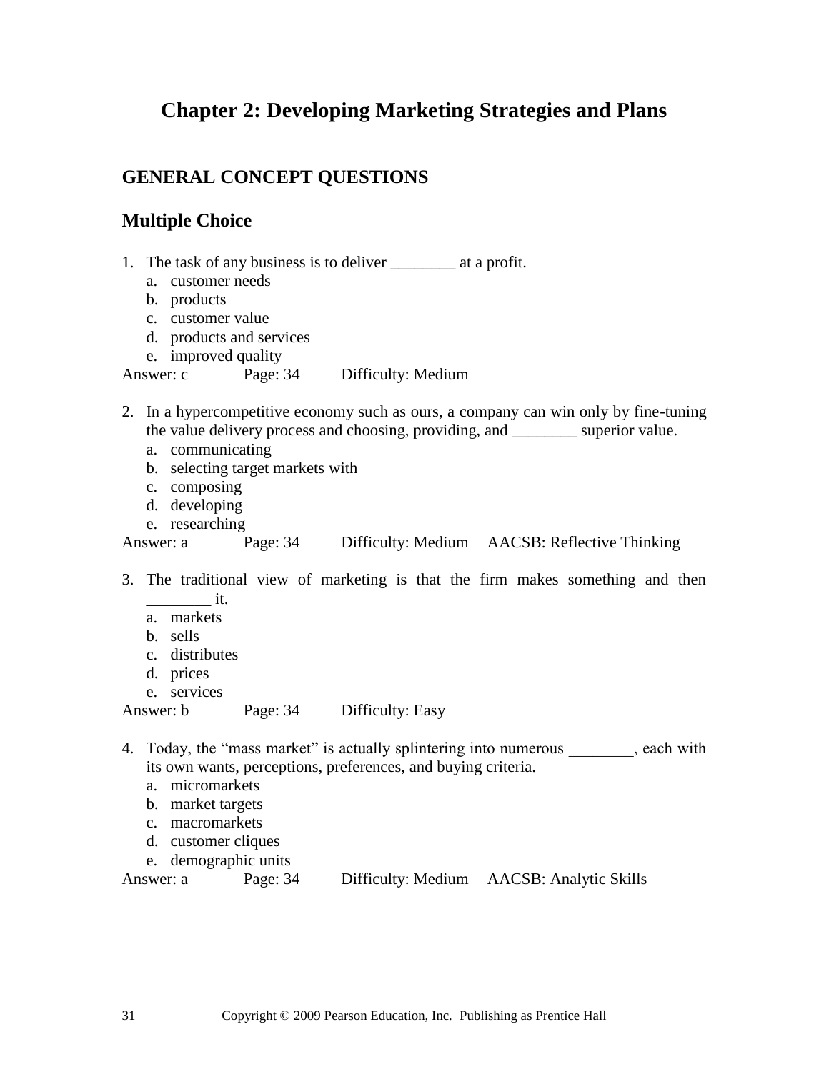# Chapter 2: Developing Marketing Strategies and Plans

## GENERAL CONCEPT QUESTIONS

## Multiple Choice

1. The task of any business is to deliver ________ at a profit.
   a. customer needs
   b. products
   c. customer value
   d. products and services
   e. improved quality

Answer: c Page: 34 Difficulty: Medium

2. In a hypercompetitive economy such as ours, a company can win only by fine-tuning the value delivery process and choosing, providing, and ________ superior value.
   a. communicating
   b. selecting target markets with
   c. composing
   d. developing
   e. researching

Answer: a Page: 34 Difficulty: Medium AACSB: Reflective Thinking

3. The traditional view of marketing is that the firm makes something and then ________ it.
   a. markets
   b. sells
   c. distributes
   d. prices
   e. services

Answer: b Page: 34 Difficulty: Easy

4. Today, the "mass market" is actually splintering into numerous ________, each with its own wants, perceptions, preferences, and buying criteria.
   a. micromarkets
   b. market targets
   c. macromarkets
   d. customer cliques
   e. demographic units

Answer: a Page: 34 Difficulty: Medium AACSB: Analytic Skills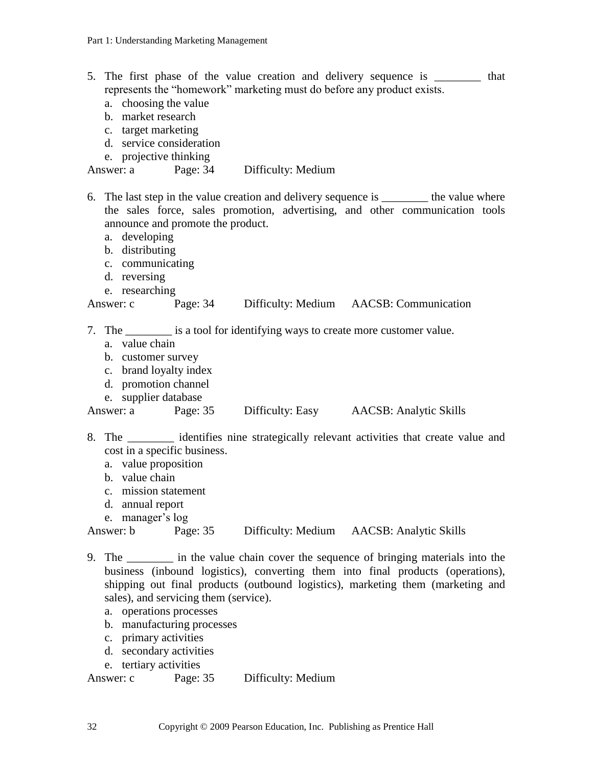5. The first phase of the value creation and delivery sequence is ________ that represents the "homework" marketing must do before any product exists.
   a. choosing the value
   b. market research
   c. target marketing
   d. service consideration
   e. projective thinking

Answer: a Page: 34 Difficulty: Medium

6. The last step in the value creation and delivery sequence is ________ the value where the sales force, sales promotion, advertising, and other communication tools announce and promote the product.
   a. developing
   b. distributing
   c. communicating
   d. reversing
   e. researching

Answer: c Page: 34 Difficulty: Medium AACSB: Communication

7. The ________ is a tool for identifying ways to create more customer value.
   a. value chain
   b. customer survey
   c. brand loyalty index
   d. promotion channel
   e. supplier database

Answer: a Page: 35 Difficulty: Easy AACSB: Analytic Skills

8. The ________ identifies nine strategically relevant activities that create value and cost in a specific business.
   a. value proposition
   b. value chain
   c. mission statement
   d. annual report
   e. manager's log

Answer: b Page: 35 Difficulty: Medium AACSB: Analytic Skills

9. The ________ in the value chain cover the sequence of bringing materials into the business (inbound logistics), converting them into final products (operations), shipping out final products (outbound logistics), marketing them (marketing and sales), and servicing them (service).
   a. operations processes
   b. manufacturing processes
   c. primary activities
   d. secondary activities
   e. tertiary activities

Answer: c Page: 35 Difficulty: Medium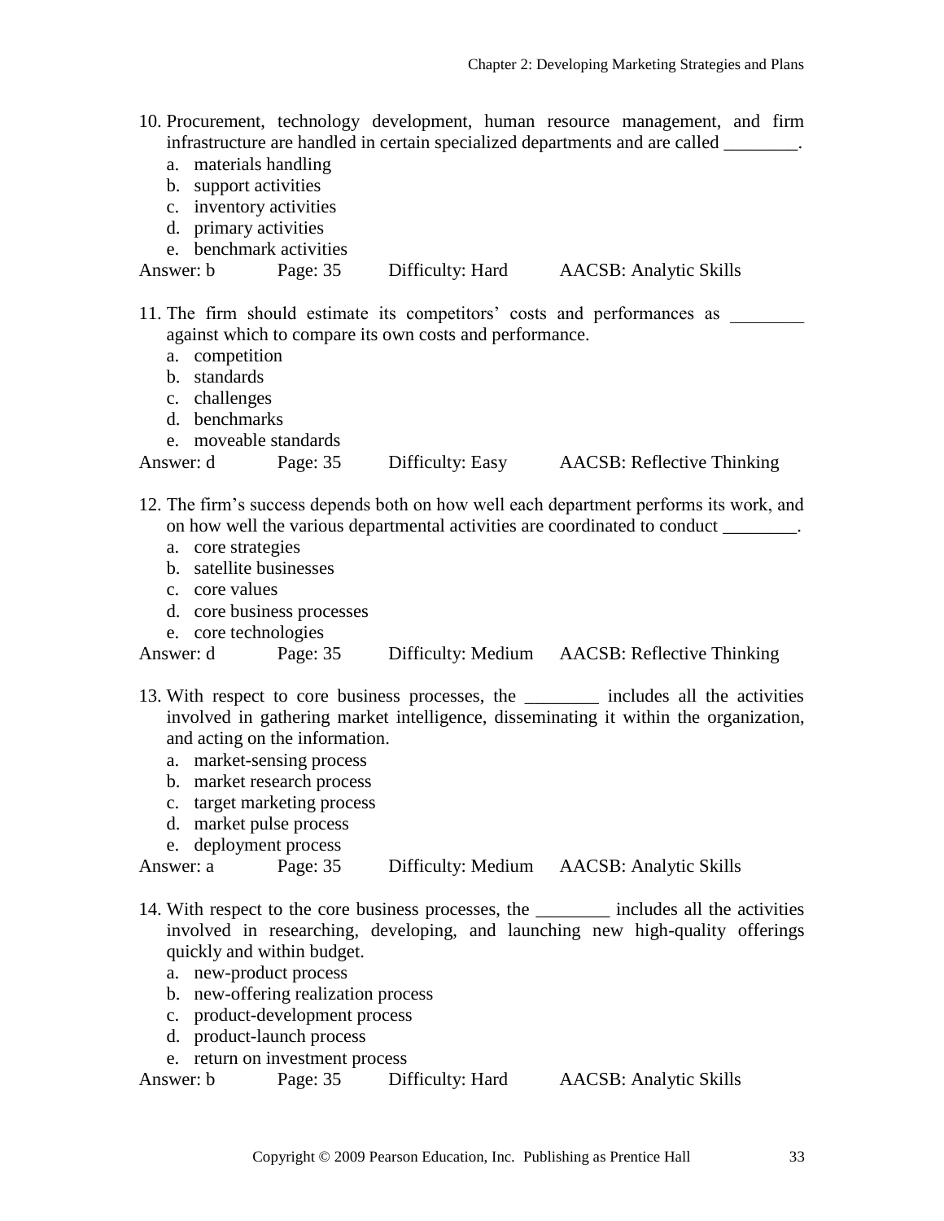10. Procurement, technology development, human resource management, and firm infrastructure are handled in certain specialized departments and are called ________.
    a. materials handling
    b. support activities
    c. inventory activities
    d. primary activities
    e. benchmark activities

Answer: b Page: 35 Difficulty: Hard AACSB: Analytic Skills

11. The firm should estimate its competitors' costs and performances as ________ against which to compare its own costs and performance.
    a. competition
    b. standards
    c. challenges
    d. benchmarks
    e. moveable standards

Answer: d Page: 35 Difficulty: Easy AACSB: Reflective Thinking

12. The firm's success depends both on how well each department performs its work, and on how well the various departmental activities are coordinated to conduct ________.
    a. core strategies
    b. satellite businesses
    c. core values
    d. core business processes
    e. core technologies

Answer: d Page: 35 Difficulty: Medium AACSB: Reflective Thinking

13. With respect to core business processes, the ________ includes all the activities involved in gathering market intelligence, disseminating it within the organization, and acting on the information.
    a. market-sensing process
    b. market research process
    c. target marketing process
    d. market pulse process
    e. deployment process

Answer: a Page: 35 Difficulty: Medium AACSB: Analytic Skills

14. With respect to the core business processes, the ________ includes all the activities involved in researching, developing, and launching new high-quality offerings quickly and within budget.
    a. new-product process
    b. new-offering realization process
    c. product-development process
    d. product-launch process
    e. return on investment process

Answer: b Page: 35 Difficulty: Hard AACSB: Analytic Skills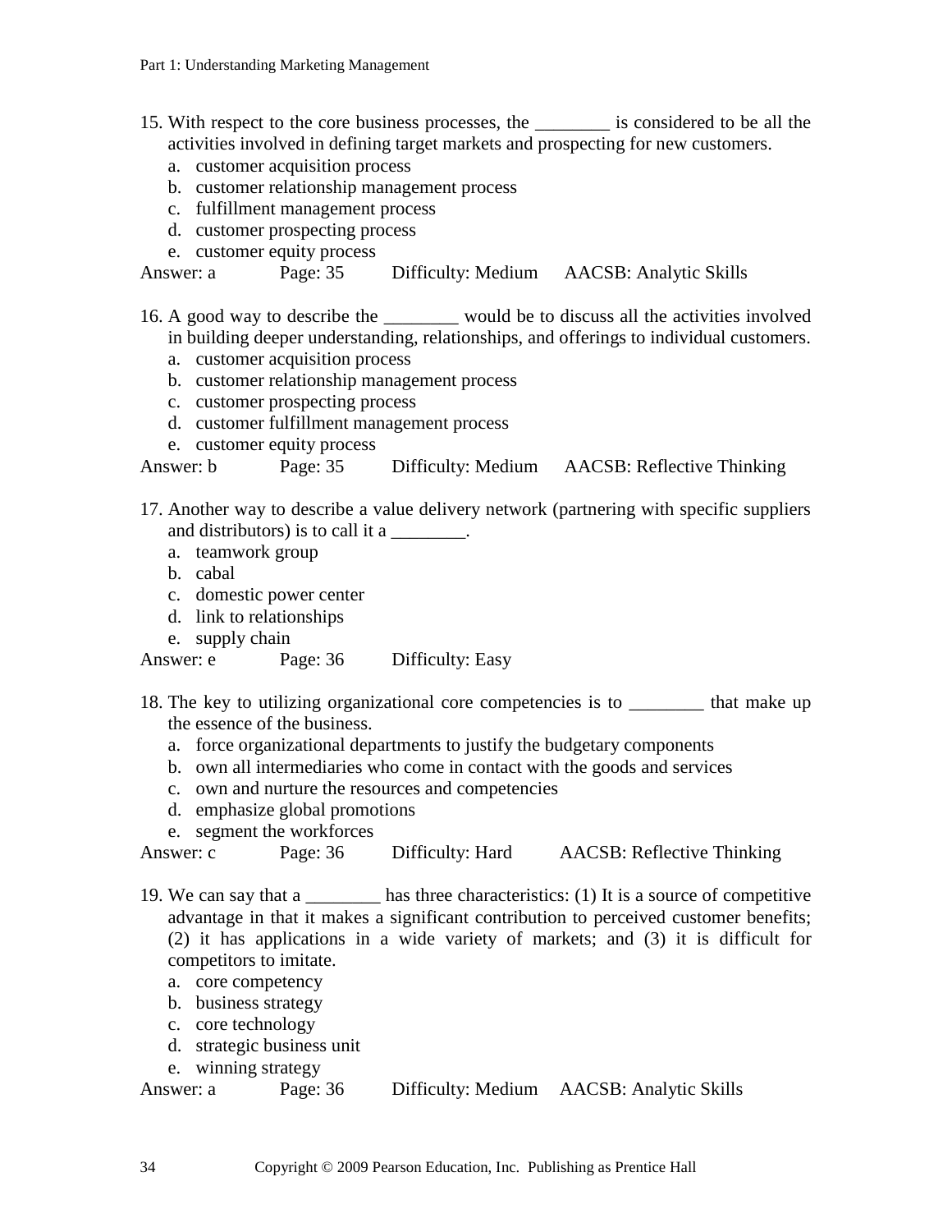15. With respect to the core business processes, the ________ is considered to be all the activities involved in defining target markets and prospecting for new customers.
    a. customer acquisition process
    b. customer relationship management process
    c. fulfillment management process
    d. customer prospecting process
    e. customer equity process

Answer: a Page: 35 Difficulty: Medium AACSB: Analytic Skills

16. A good way to describe the ________ would be to discuss all the activities involved in building deeper understanding, relationships, and offerings to individual customers.
    a. customer acquisition process
    b. customer relationship management process
    c. customer prospecting process
    d. customer fulfillment management process
    e. customer equity process

Answer: b Page: 35 Difficulty: Medium AACSB: Reflective Thinking

17. Another way to describe a value delivery network (partnering with specific suppliers and distributors) is to call it a ________.
    a. teamwork group
    b. cabal
    c. domestic power center
    d. link to relationships
    e. supply chain

Answer: e Page: 36 Difficulty: Easy

18. The key to utilizing organizational core competencies is to ________ that make up the essence of the business.
    a. force organizational departments to justify the budgetary components
    b. own all intermediaries who come in contact with the goods and services
    c. own and nurture the resources and competencies
    d. emphasize global promotions
    e. segment the workforces

Answer: c Page: 36 Difficulty: Hard AACSB: Reflective Thinking

19. We can say that a ________ has three characteristics: (1) It is a source of competitive advantage in that it makes a significant contribution to perceived customer benefits; (2) it has applications in a wide variety of markets; and (3) it is difficult for competitors to imitate.
    a. core competency
    b. business strategy
    c. core technology
    d. strategic business unit
    e. winning strategy

Answer: a Page: 36 Difficulty: Medium AACSB: Analytic Skills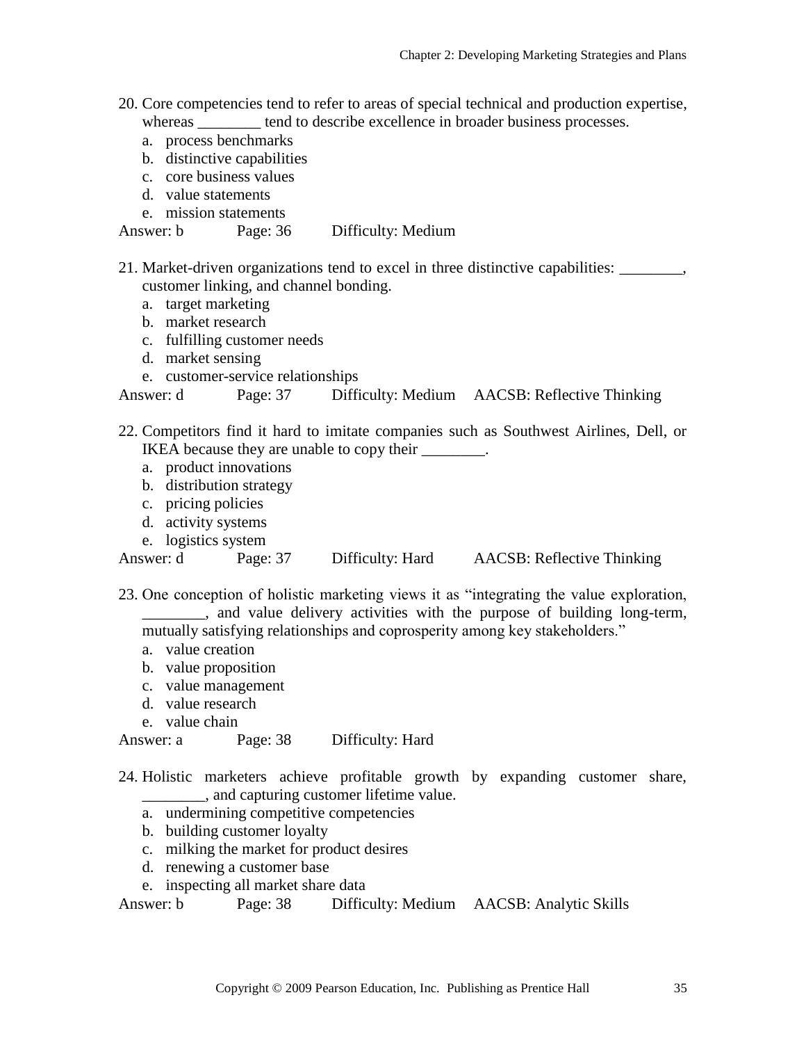20. Core competencies tend to refer to areas of special technical and production expertise, whereas ________ tend to describe excellence in broader business processes.
    a. process benchmarks
    b. distinctive capabilities
    c. core business values
    d. value statements
    e. mission statements

Answer: b  Page: 36  Difficulty: Medium

21. Market-driven organizations tend to excel in three distinctive capabilities: ________, customer linking, and channel bonding.
    a. target marketing
    b. market research
    c. fulfilling customer needs
    d. market sensing
    e. customer-service relationships

Answer: d  Page: 37  Difficulty: Medium  AACSB: Reflective Thinking

22. Competitors find it hard to imitate companies such as Southwest Airlines, Dell, or IKEA because they are unable to copy their ________.
    a. product innovations
    b. distribution strategy
    c. pricing policies
    d. activity systems
    e. logistics system

Answer: d  Page: 37  Difficulty: Hard  AACSB: Reflective Thinking

23. One conception of holistic marketing views it as "integrating the value exploration, ________, and value delivery activities with the purpose of building long-term, mutually satisfying relationships and coprosperity among key stakeholders."
    a. value creation
    b. value proposition
    c. value management
    d. value research
    e. value chain

Answer: a  Page: 38  Difficulty: Hard

24. Holistic marketers achieve profitable growth by expanding customer share, ________, and capturing customer lifetime value.
    a. undermining competitive competencies
    b. building customer loyalty
    c. milking the market for product desires
    d. renewing a customer base
    e. inspecting all market share data

Answer: b  Page: 38  Difficulty: Medium  AACSB: Analytic Skills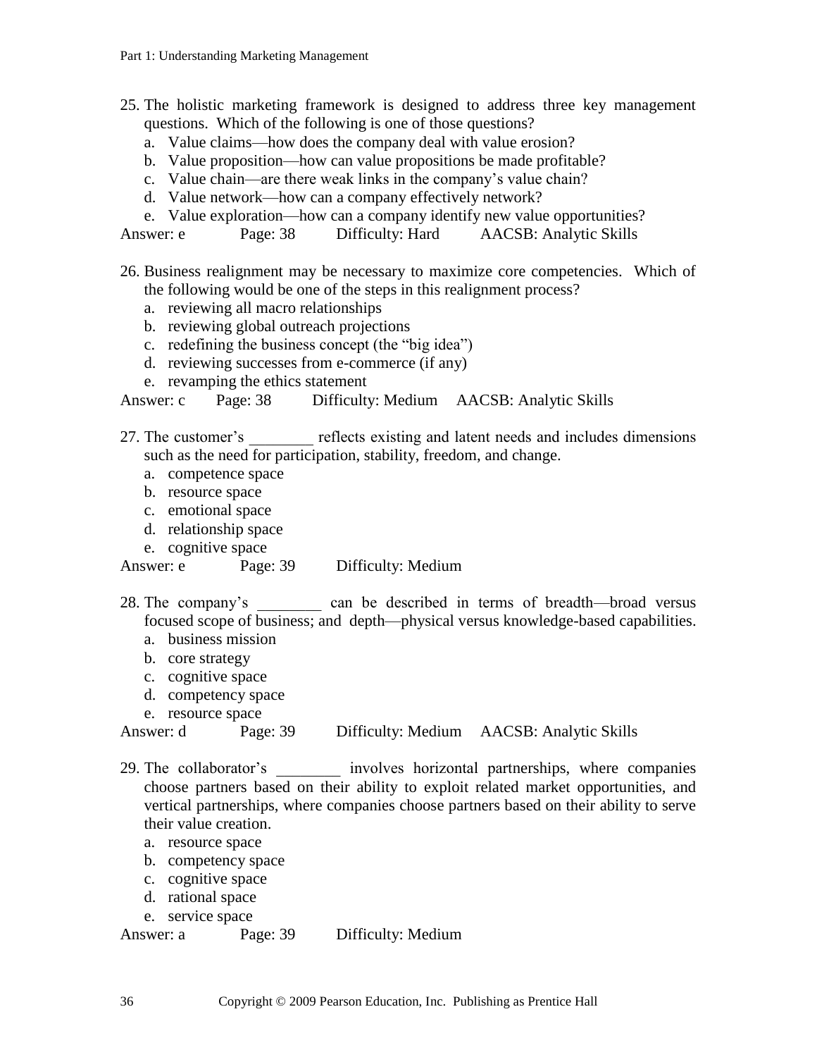25. The holistic marketing framework is designed to address three key management questions. Which of the following is one of those questions?
    a. Value claims—how does the company deal with value erosion?
    b. Value proposition—how can value propositions be made profitable?
    c. Value chain—are there weak links in the company's value chain?
    d. Value network—how can a company effectively network?
    e. Value exploration—how can a company identify new value opportunities?

Answer: e Page: 38 Difficulty: Hard AACSB: Analytic Skills

26. Business realignment may be necessary to maximize core competencies. Which of the following would be one of the steps in this realignment process?
    a. reviewing all macro relationships
    b. reviewing global outreach projections
    c. redefining the business concept (the "big idea")
    d. reviewing successes from e-commerce (if any)
    e. revamping the ethics statement

Answer: c Page: 38 Difficulty: Medium AACSB: Analytic Skills

27. The customer's ________ reflects existing and latent needs and includes dimensions such as the need for participation, stability, freedom, and change.
    a. competence space
    b. resource space
    c. emotional space
    d. relationship space
    e. cognitive space

Answer: e Page: 39 Difficulty: Medium

28. The company's ________ can be described in terms of breadth—broad versus focused scope of business; and depth—physical versus knowledge-based capabilities.
    a. business mission
    b. core strategy
    c. cognitive space
    d. competency space
    e. resource space

Answer: d Page: 39 Difficulty: Medium AACSB: Analytic Skills

29. The collaborator's ________ involves horizontal partnerships, where companies choose partners based on their ability to exploit related market opportunities, and vertical partnerships, where companies choose partners based on their ability to serve their value creation.
    a. resource space
    b. competency space
    c. cognitive space
    d. rational space
    e. service space

Answer: a Page: 39 Difficulty: Medium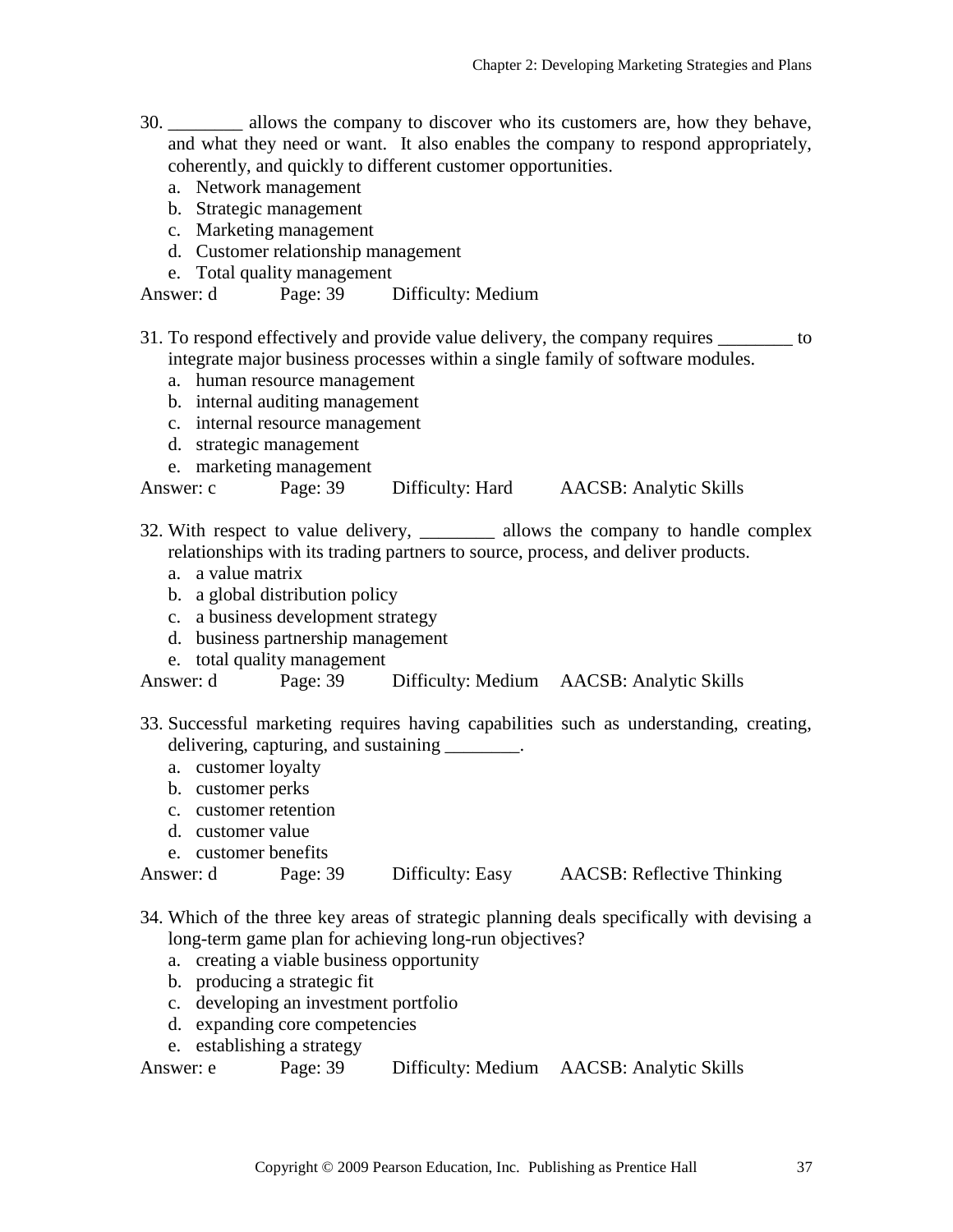30. ________ allows the company to discover who its customers are, how they behave, and what they need or want. It also enables the company to respond appropriately, coherently, and quickly to different customer opportunities.
    a. Network management
    b. Strategic management
    c. Marketing management
    d. Customer relationship management
    e. Total quality management

Answer: d Page: 39 Difficulty: Medium

31. To respond effectively and provide value delivery, the company requires ________ to integrate major business processes within a single family of software modules.
    a. human resource management
    b. internal auditing management
    c. internal resource management
    d. strategic management
    e. marketing management

Answer: c Page: 39 Difficulty: Hard AACSB: Analytic Skills

32. With respect to value delivery, ________ allows the company to handle complex relationships with its trading partners to source, process, and deliver products.
    a. a value matrix
    b. a global distribution policy
    c. a business development strategy
    d. business partnership management
    e. total quality management

Answer: d Page: 39 Difficulty: Medium AACSB: Analytic Skills

33. Successful marketing requires having capabilities such as understanding, creating, delivering, capturing, and sustaining ________.
    a. customer loyalty
    b. customer perks
    c. customer retention
    d. customer value
    e. customer benefits

Answer: d Page: 39 Difficulty: Easy AACSB: Reflective Thinking

34. Which of the three key areas of strategic planning deals specifically with devising a long-term game plan for achieving long-run objectives?
    a. creating a viable business opportunity
    b. producing a strategic fit
    c. developing an investment portfolio
    d. expanding core competencies
    e. establishing a strategy

Answer: e Page: 39 Difficulty: Medium AACSB: Analytic Skills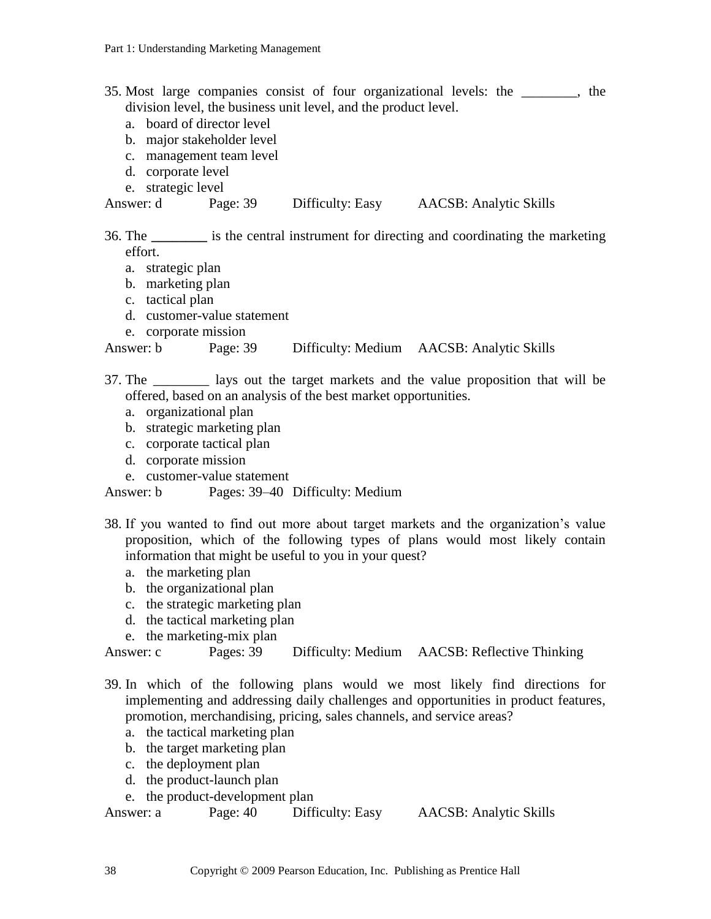35. Most large companies consist of four organizational levels: the ________, the division level, the business unit level, and the product level.
    a. board of director level
    b. major stakeholder level
    c. management team level
    d. corporate level
    e. strategic level

Answer: d Page: 39 Difficulty: Easy AACSB: Analytic Skills

36. The ________ is the central instrument for directing and coordinating the marketing effort.
    a. strategic plan
    b. marketing plan
    c. tactical plan
    d. customer-value statement
    e. corporate mission

Answer: b Page: 39 Difficulty: Medium AACSB: Analytic Skills

37. The ________ lays out the target markets and the value proposition that will be offered, based on an analysis of the best market opportunities.
    a. organizational plan
    b. strategic marketing plan
    c. corporate tactical plan
    d. corporate mission
    e. customer-value statement

Answer: b Pages: 39–40 Difficulty: Medium

38. If you wanted to find out more about target markets and the organization's value proposition, which of the following types of plans would most likely contain information that might be useful to you in your quest?
    a. the marketing plan
    b. the organizational plan
    c. the strategic marketing plan
    d. the tactical marketing plan
    e. the marketing-mix plan

Answer: c Pages: 39 Difficulty: Medium AACSB: Reflective Thinking

39. In which of the following plans would we most likely find directions for implementing and addressing daily challenges and opportunities in product features, promotion, merchandising, pricing, sales channels, and service areas?
    a. the tactical marketing plan
    b. the target marketing plan
    c. the deployment plan
    d. the product-launch plan
    e. the product-development plan

Answer: a Page: 40 Difficulty: Easy AACSB: Analytic Skills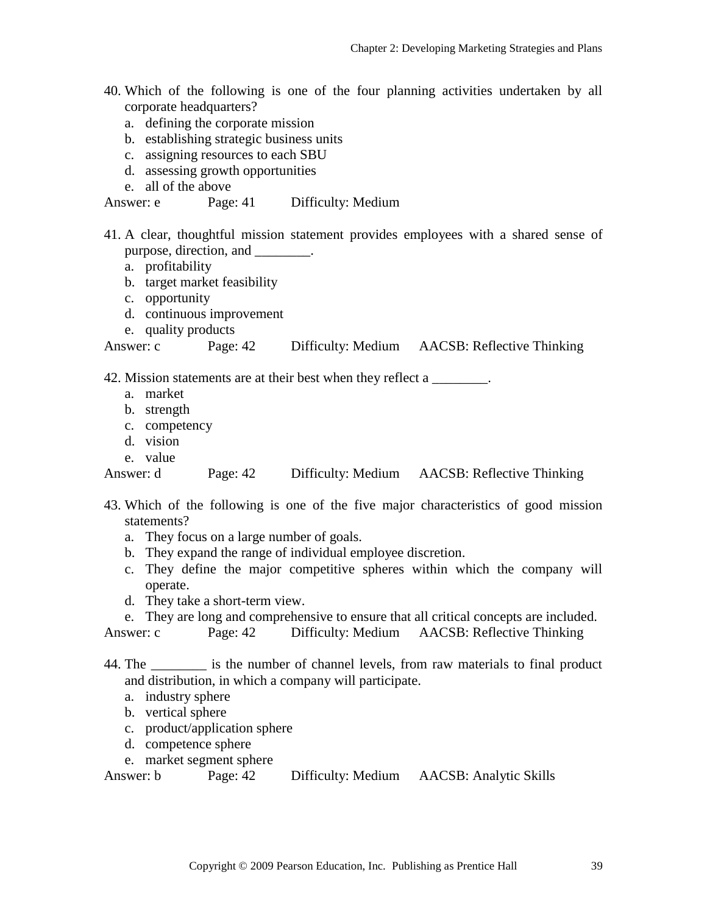40. Which of the following is one of the four planning activities undertaken by all corporate headquarters?
    a. defining the corporate mission
    b. establishing strategic business units
    c. assigning resources to each SBU
    d. assessing growth opportunities
    e. all of the above

Answer: e Page: 41 Difficulty: Medium

41. A clear, thoughtful mission statement provides employees with a shared sense of purpose, direction, and ________.
    a. profitability
    b. target market feasibility
    c. opportunity
    d. continuous improvement
    e. quality products

Answer: c Page: 42 Difficulty: Medium AACSB: Reflective Thinking

42. Mission statements are at their best when they reflect a ________.
    a. market
    b. strength
    c. competency
    d. vision
    e. value

Answer: d Page: 42 Difficulty: Medium AACSB: Reflective Thinking

43. Which of the following is one of the five major characteristics of good mission statements?
    a. They focus on a large number of goals.
    b. They expand the range of individual employee discretion.
    c. They define the major competitive spheres within which the company will operate.
    d. They take a short-term view.
    e. They are long and comprehensive to ensure that all critical concepts are included.

Answer: c Page: 42 Difficulty: Medium AACSB: Reflective Thinking

44. The ________ is the number of channel levels, from raw materials to final product and distribution, in which a company will participate.
    a. industry sphere
    b. vertical sphere
    c. product/application sphere
    d. competence sphere
    e. market segment sphere

Answer: b Page: 42 Difficulty: Medium AACSB: Analytic Skills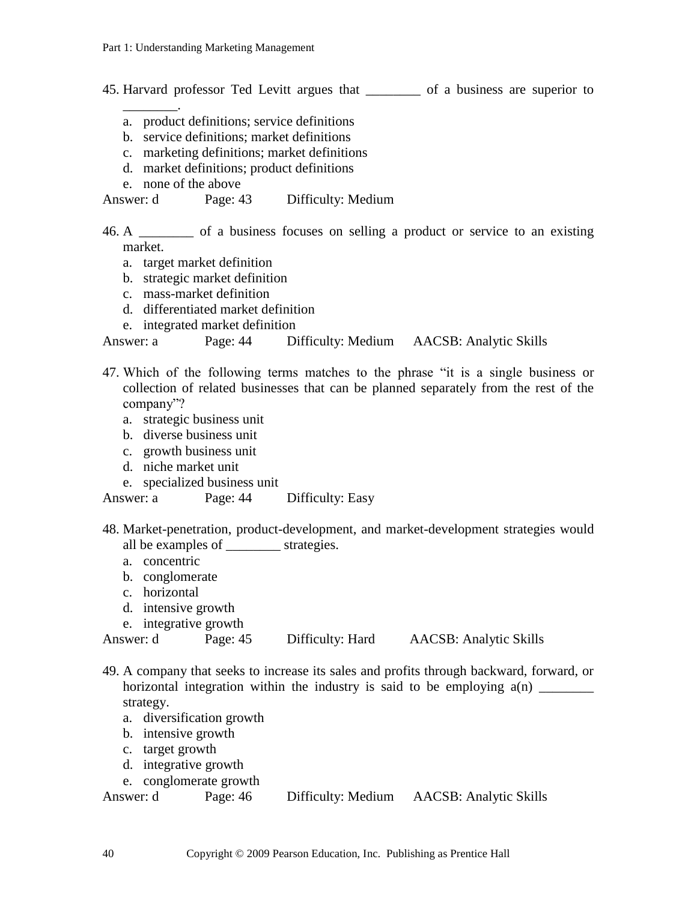45. Harvard professor Ted Levitt argues that ________ of a business are superior to ________.
    a. product definitions; service definitions
    b. service definitions; market definitions
    c. marketing definitions; market definitions
    d. market definitions; product definitions
    e. none of the above

Answer: d   Page: 43   Difficulty: Medium

46. A ________ of a business focuses on selling a product or service to an existing market.
    a. target market definition
    b. strategic market definition
    c. mass-market definition
    d. differentiated market definition
    e. integrated market definition

Answer: a   Page: 44   Difficulty: Medium   AACSB: Analytic Skills

47. Which of the following terms matches to the phrase "it is a single business or collection of related businesses that can be planned separately from the rest of the company"?
    a. strategic business unit
    b. diverse business unit
    c. growth business unit
    d. niche market unit
    e. specialized business unit

Answer: a   Page: 44   Difficulty: Easy

48. Market-penetration, product-development, and market-development strategies would all be examples of ________ strategies.
    a. concentric
    b. conglomerate
    c. horizontal
    d. intensive growth
    e. integrative growth

Answer: d   Page: 45   Difficulty: Hard   AACSB: Analytic Skills

49. A company that seeks to increase its sales and profits through backward, forward, or horizontal integration within the industry is said to be employing a(n) ________ strategy.
    a. diversification growth
    b. intensive growth
    c. target growth
    d. integrative growth
    e. conglomerate growth

Answer: d   Page: 46   Difficulty: Medium   AACSB: Analytic Skills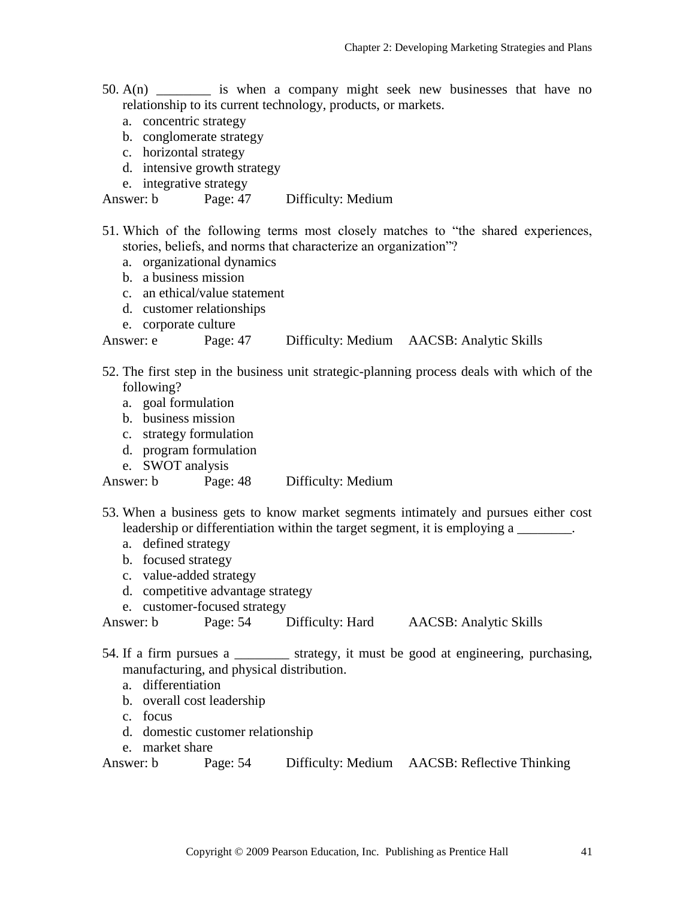50. A(n) ________ is when a company might seek new businesses that have no relationship to its current technology, products, or markets.
    a. concentric strategy
    b. conglomerate strategy
    c. horizontal strategy
    d. intensive growth strategy
    e. integrative strategy

Answer: b    Page: 47    Difficulty: Medium

51. Which of the following terms most closely matches to "the shared experiences, stories, beliefs, and norms that characterize an organization"?
    a. organizational dynamics
    b. a business mission
    c. an ethical/value statement
    d. customer relationships
    e. corporate culture

Answer: e    Page: 47    Difficulty: Medium    AACSB: Analytic Skills

52. The first step in the business unit strategic-planning process deals with which of the following?
    a. goal formulation
    b. business mission
    c. strategy formulation
    d. program formulation
    e. SWOT analysis

Answer: b    Page: 48    Difficulty: Medium

53. When a business gets to know market segments intimately and pursues either cost leadership or differentiation within the target segment, it is employing a ________.
    a. defined strategy
    b. focused strategy
    c. value-added strategy
    d. competitive advantage strategy
    e. customer-focused strategy

Answer: b    Page: 54    Difficulty: Hard    AACSB: Analytic Skills

54. If a firm pursues a ________ strategy, it must be good at engineering, purchasing, manufacturing, and physical distribution.
    a. differentiation
    b. overall cost leadership
    c. focus
    d. domestic customer relationship
    e. market share

Answer: b    Page: 54    Difficulty: Medium    AACSB: Reflective Thinking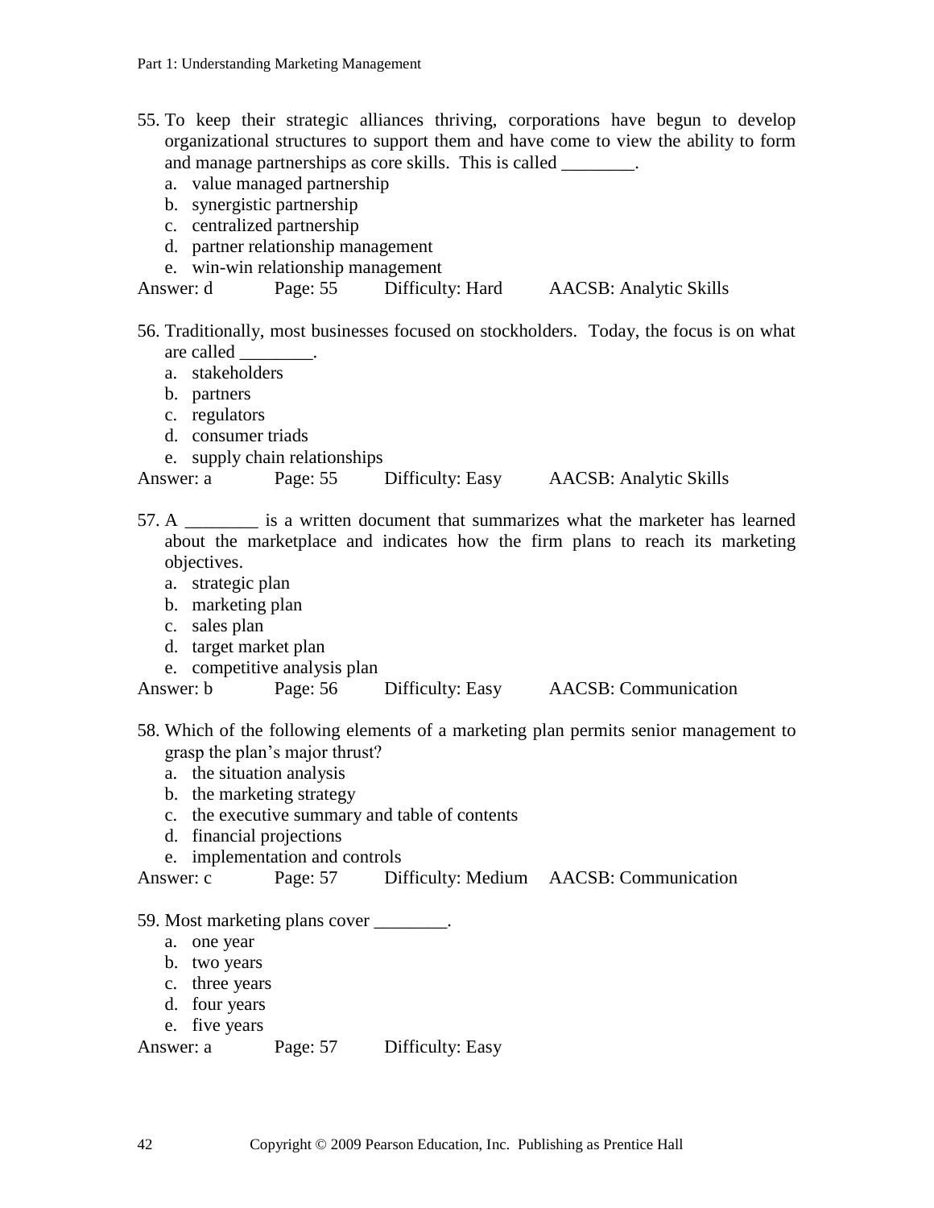55. To keep their strategic alliances thriving, corporations have begun to develop organizational structures to support them and have come to view the ability to form and manage partnerships as core skills. This is called ________.
    a. value managed partnership
    b. synergistic partnership
    c. centralized partnership
    d. partner relationship management
    e. win-win relationship management

Answer: d Page: 55 Difficulty: Hard AACSB: Analytic Skills

56. Traditionally, most businesses focused on stockholders. Today, the focus is on what are called ________.
    a. stakeholders
    b. partners
    c. regulators
    d. consumer triads
    e. supply chain relationships

Answer: a Page: 55 Difficulty: Easy AACSB: Analytic Skills

57. A ________ is a written document that summarizes what the marketer has learned about the marketplace and indicates how the firm plans to reach its marketing objectives.
    a. strategic plan
    b. marketing plan
    c. sales plan
    d. target market plan
    e. competitive analysis plan

Answer: b Page: 56 Difficulty: Easy AACSB: Communication

58. Which of the following elements of a marketing plan permits senior management to grasp the plan's major thrust?
    a. the situation analysis
    b. the marketing strategy
    c. the executive summary and table of contents
    d. financial projections
    e. implementation and controls

Answer: c Page: 57 Difficulty: Medium AACSB: Communication

59. Most marketing plans cover ________.
    a. one year
    b. two years
    c. three years
    d. four years
    e. five years

Answer: a Page: 57 Difficulty: Easy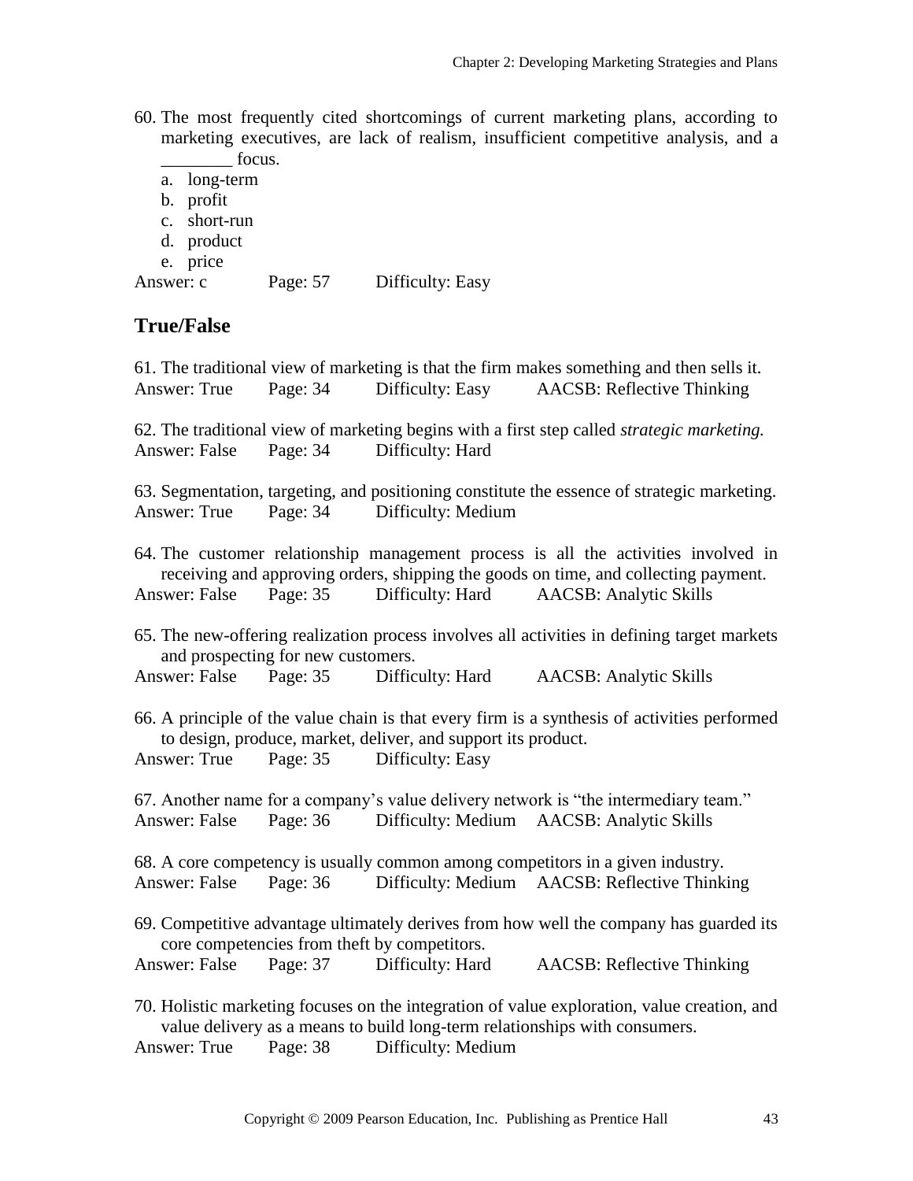60. The most frequently cited shortcomings of current marketing plans, according to marketing executives, are lack of realism, insufficient competitive analysis, and a ________ focus.
    a. long-term
    b. profit
    c. short-run
    d. product
    e. price

Answer: c  Page: 57  Difficulty: Easy

## True/False

61. The traditional view of marketing is that the firm makes something and then sells it.
Answer: True  Page: 34  Difficulty: Easy  AACSB: Reflective Thinking

62. The traditional view of marketing begins with a first step called *strategic marketing.*
Answer: False  Page: 34  Difficulty: Hard

63. Segmentation, targeting, and positioning constitute the essence of strategic marketing.
Answer: True  Page: 34  Difficulty: Medium

64. The customer relationship management process is all the activities involved in receiving and approving orders, shipping the goods on time, and collecting payment.
Answer: False  Page: 35  Difficulty: Hard  AACSB: Analytic Skills

65. The new-offering realization process involves all activities in defining target markets and prospecting for new customers.
Answer: False  Page: 35  Difficulty: Hard  AACSB: Analytic Skills

66. A principle of the value chain is that every firm is a synthesis of activities performed to design, produce, market, deliver, and support its product.
Answer: True  Page: 35  Difficulty: Easy

67. Another name for a company's value delivery network is "the intermediary team."
Answer: False  Page: 36  Difficulty: Medium  AACSB: Analytic Skills

68. A core competency is usually common among competitors in a given industry.
Answer: False  Page: 36  Difficulty: Medium  AACSB: Reflective Thinking

69. Competitive advantage ultimately derives from how well the company has guarded its core competencies from theft by competitors.
Answer: False  Page: 37  Difficulty: Hard  AACSB: Reflective Thinking

70. Holistic marketing focuses on the integration of value exploration, value creation, and value delivery as a means to build long-term relationships with consumers.
Answer: True  Page: 38  Difficulty: Medium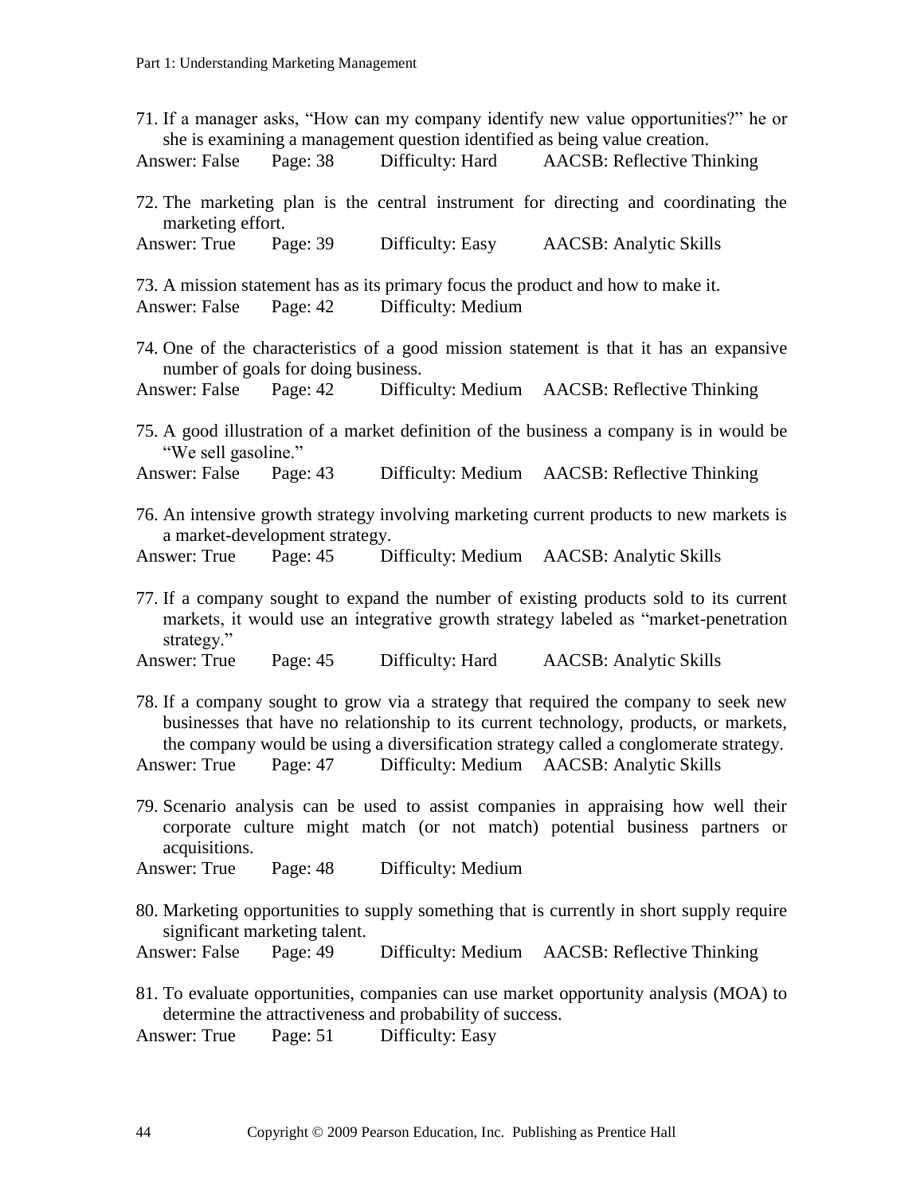71. If a manager asks, "How can my company identify new value opportunities?" he or she is examining a management question identified as being value creation.
Answer: False Page: 38 Difficulty: Hard AACSB: Reflective Thinking

72. The marketing plan is the central instrument for directing and coordinating the marketing effort.
Answer: True Page: 39 Difficulty: Easy AACSB: Analytic Skills

73. A mission statement has as its primary focus the product and how to make it.
Answer: False Page: 42 Difficulty: Medium

74. One of the characteristics of a good mission statement is that it has an expansive number of goals for doing business.
Answer: False Page: 42 Difficulty: Medium AACSB: Reflective Thinking

75. A good illustration of a market definition of the business a company is in would be "We sell gasoline."
Answer: False Page: 43 Difficulty: Medium AACSB: Reflective Thinking

76. An intensive growth strategy involving marketing current products to new markets is a market-development strategy.
Answer: True Page: 45 Difficulty: Medium AACSB: Analytic Skills

77. If a company sought to expand the number of existing products sold to its current markets, it would use an integrative growth strategy labeled as "market-penetration strategy."
Answer: True Page: 45 Difficulty: Hard AACSB: Analytic Skills

78. If a company sought to grow via a strategy that required the company to seek new businesses that have no relationship to its current technology, products, or markets, the company would be using a diversification strategy called a conglomerate strategy.
Answer: True Page: 47 Difficulty: Medium AACSB: Analytic Skills

79. Scenario analysis can be used to assist companies in appraising how well their corporate culture might match (or not match) potential business partners or acquisitions.
Answer: True Page: 48 Difficulty: Medium

80. Marketing opportunities to supply something that is currently in short supply require significant marketing talent.
Answer: False Page: 49 Difficulty: Medium AACSB: Reflective Thinking

81. To evaluate opportunities, companies can use market opportunity analysis (MOA) to determine the attractiveness and probability of success.
Answer: True Page: 51 Difficulty: Easy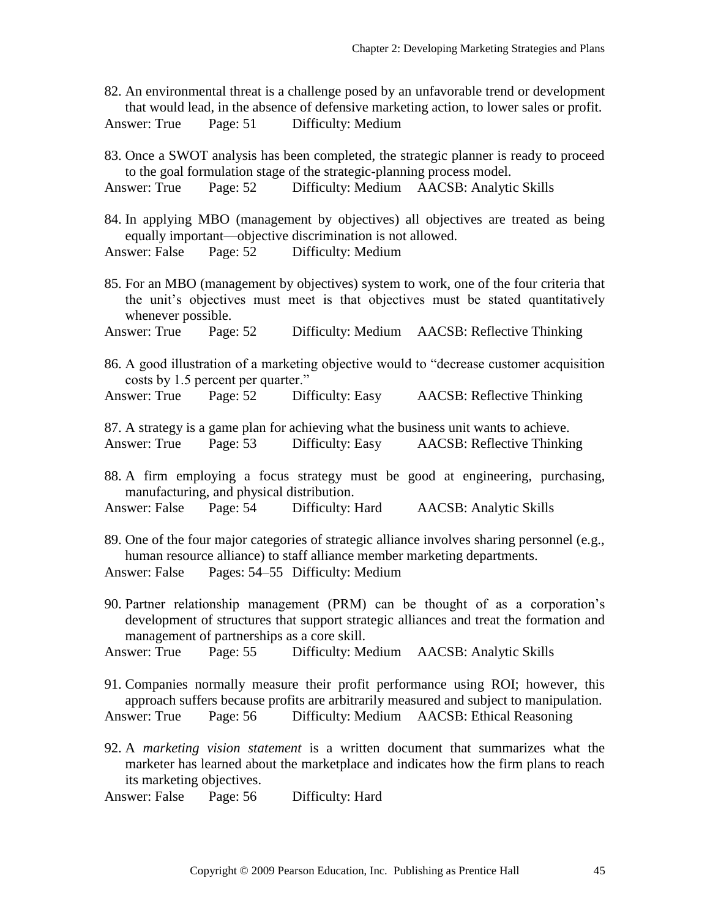82. An environmental threat is a challenge posed by an unfavorable trend or development that would lead, in the absence of defensive marketing action, to lower sales or profit.
Answer: True Page: 51 Difficulty: Medium

83. Once a SWOT analysis has been completed, the strategic planner is ready to proceed to the goal formulation stage of the strategic-planning process model.
Answer: True Page: 52 Difficulty: Medium AACSB: Analytic Skills

84. In applying MBO (management by objectives) all objectives are treated as being equally important—objective discrimination is not allowed.
Answer: False Page: 52 Difficulty: Medium

85. For an MBO (management by objectives) system to work, one of the four criteria that the unit's objectives must meet is that objectives must be stated quantitatively whenever possible.
Answer: True Page: 52 Difficulty: Medium AACSB: Reflective Thinking

86. A good illustration of a marketing objective would to "decrease customer acquisition costs by 1.5 percent per quarter."
Answer: True Page: 52 Difficulty: Easy AACSB: Reflective Thinking

87. A strategy is a game plan for achieving what the business unit wants to achieve.
Answer: True Page: 53 Difficulty: Easy AACSB: Reflective Thinking

88. A firm employing a focus strategy must be good at engineering, purchasing, manufacturing, and physical distribution.
Answer: False Page: 54 Difficulty: Hard AACSB: Analytic Skills

89. One of the four major categories of strategic alliance involves sharing personnel (e.g., human resource alliance) to staff alliance member marketing departments.
Answer: False Pages: 54–55 Difficulty: Medium

90. Partner relationship management (PRM) can be thought of as a corporation's development of structures that support strategic alliances and treat the formation and management of partnerships as a core skill.
Answer: True Page: 55 Difficulty: Medium AACSB: Analytic Skills

91. Companies normally measure their profit performance using ROI; however, this approach suffers because profits are arbitrarily measured and subject to manipulation.
Answer: True Page: 56 Difficulty: Medium AACSB: Ethical Reasoning

92. A *marketing vision statement* is a written document that summarizes what the marketer has learned about the marketplace and indicates how the firm plans to reach its marketing objectives.
Answer: False Page: 56 Difficulty: Hard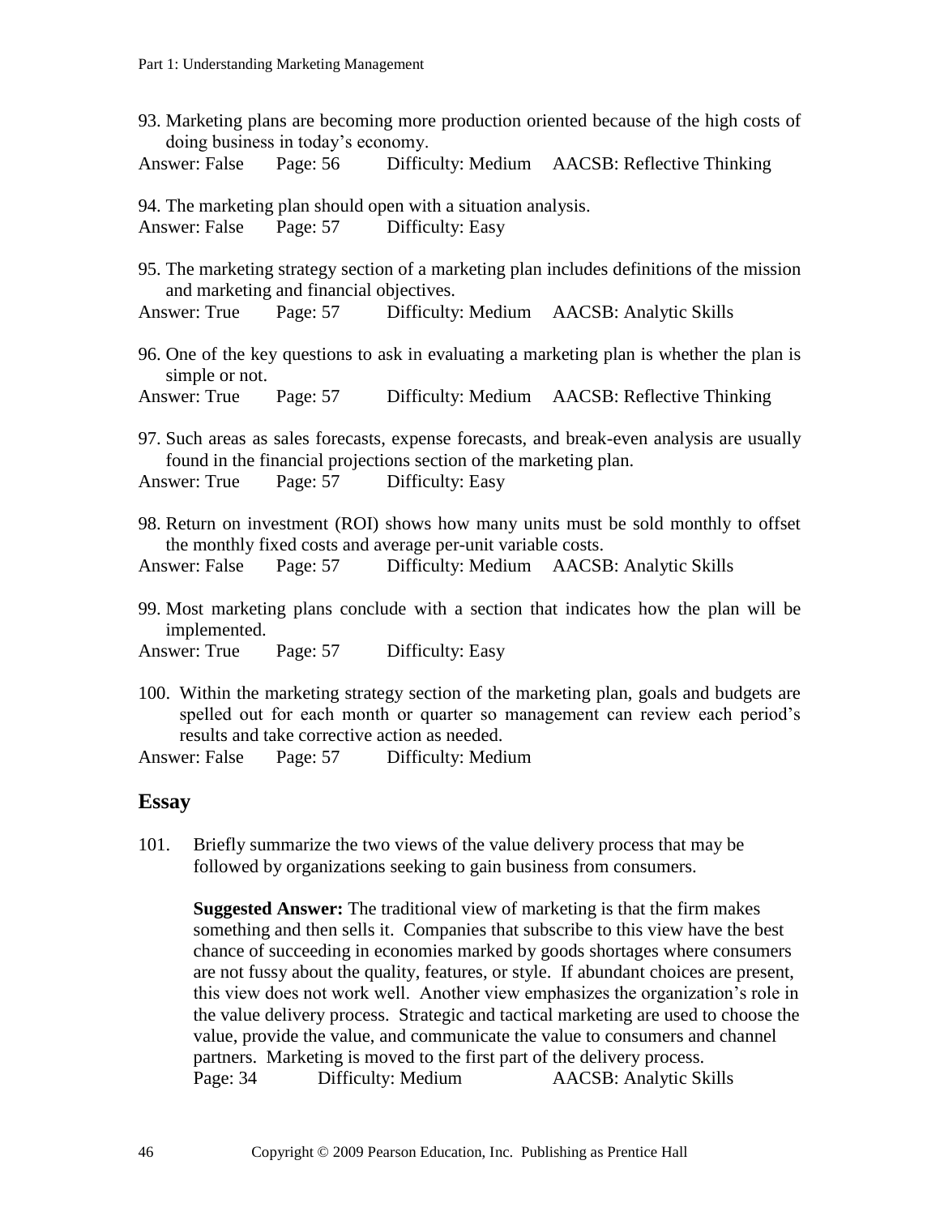93. Marketing plans are becoming more production oriented because of the high costs of doing business in today's economy.
Answer: False  Page: 56  Difficulty: Medium  AACSB: Reflective Thinking

94. The marketing plan should open with a situation analysis.
Answer: False  Page: 57  Difficulty: Easy

95. The marketing strategy section of a marketing plan includes definitions of the mission and marketing and financial objectives.
Answer: True  Page: 57  Difficulty: Medium  AACSB: Analytic Skills

96. One of the key questions to ask in evaluating a marketing plan is whether the plan is simple or not.
Answer: True  Page: 57  Difficulty: Medium  AACSB: Reflective Thinking

97. Such areas as sales forecasts, expense forecasts, and break-even analysis are usually found in the financial projections section of the marketing plan.
Answer: True  Page: 57  Difficulty: Easy

98. Return on investment (ROI) shows how many units must be sold monthly to offset the monthly fixed costs and average per-unit variable costs.
Answer: False  Page: 57  Difficulty: Medium  AACSB: Analytic Skills

99. Most marketing plans conclude with a section that indicates how the plan will be implemented.
Answer: True  Page: 57  Difficulty: Easy

100. Within the marketing strategy section of the marketing plan, goals and budgets are spelled out for each month or quarter so management can review each period's results and take corrective action as needed.
Answer: False  Page: 57  Difficulty: Medium

## Essay

101. Briefly summarize the two views of the value delivery process that may be followed by organizations seeking to gain business from consumers.

**Suggested Answer:** The traditional view of marketing is that the firm makes something and then sells it. Companies that subscribe to this view have the best chance of succeeding in economies marked by goods shortages where consumers are not fussy about the quality, features, or style. If abundant choices are present, this view does not work well. Another view emphasizes the organization's role in the value delivery process. Strategic and tactical marketing are used to choose the value, provide the value, and communicate the value to consumers and channel partners. Marketing is moved to the first part of the delivery process.
Page: 34  Difficulty: Medium  AACSB: Analytic Skills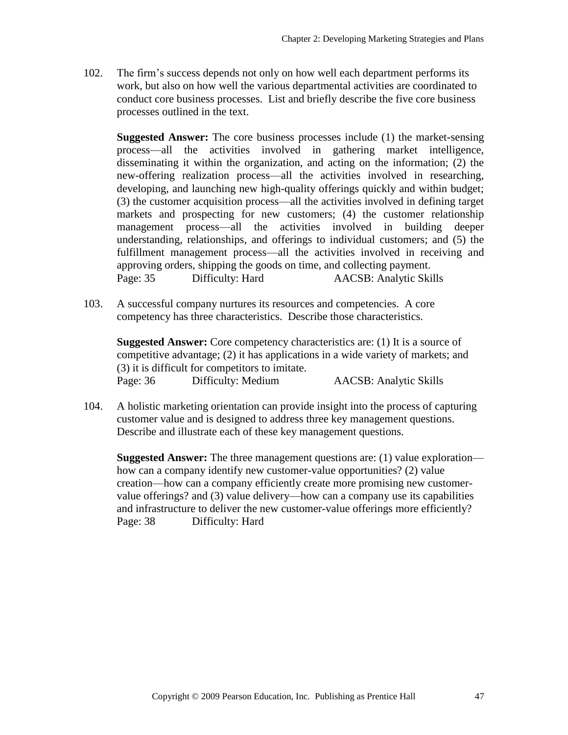102. The firm's success depends not only on how well each department performs its work, but also on how well the various departmental activities are coordinated to conduct core business processes. List and briefly describe the five core business processes outlined in the text.

**Suggested Answer:** The core business processes include (1) the market-sensing process—all the activities involved in gathering market intelligence, disseminating it within the organization, and acting on the information; (2) the new-offering realization process—all the activities involved in researching, developing, and launching new high-quality offerings quickly and within budget; (3) the customer acquisition process—all the activities involved in defining target markets and prospecting for new customers; (4) the customer relationship management process—all the activities involved in building deeper understanding, relationships, and offerings to individual customers; and (5) the fulfillment management process—all the activities involved in receiving and approving orders, shipping the goods on time, and collecting payment.
Page: 35 Difficulty: Hard AACSB: Analytic Skills

103. A successful company nurtures its resources and competencies. A core competency has three characteristics. Describe those characteristics.

**Suggested Answer:** Core competency characteristics are: (1) It is a source of competitive advantage; (2) it has applications in a wide variety of markets; and (3) it is difficult for competitors to imitate.
Page: 36 Difficulty: Medium AACSB: Analytic Skills

104. A holistic marketing orientation can provide insight into the process of capturing customer value and is designed to address three key management questions. Describe and illustrate each of these key management questions.

**Suggested Answer:** The three management questions are: (1) value exploration—how can a company identify new customer-value opportunities? (2) value creation—how can a company efficiently create more promising new customer-value offerings? and (3) value delivery—how can a company use its capabilities and infrastructure to deliver the new customer-value offerings more efficiently?
Page: 38 Difficulty: Hard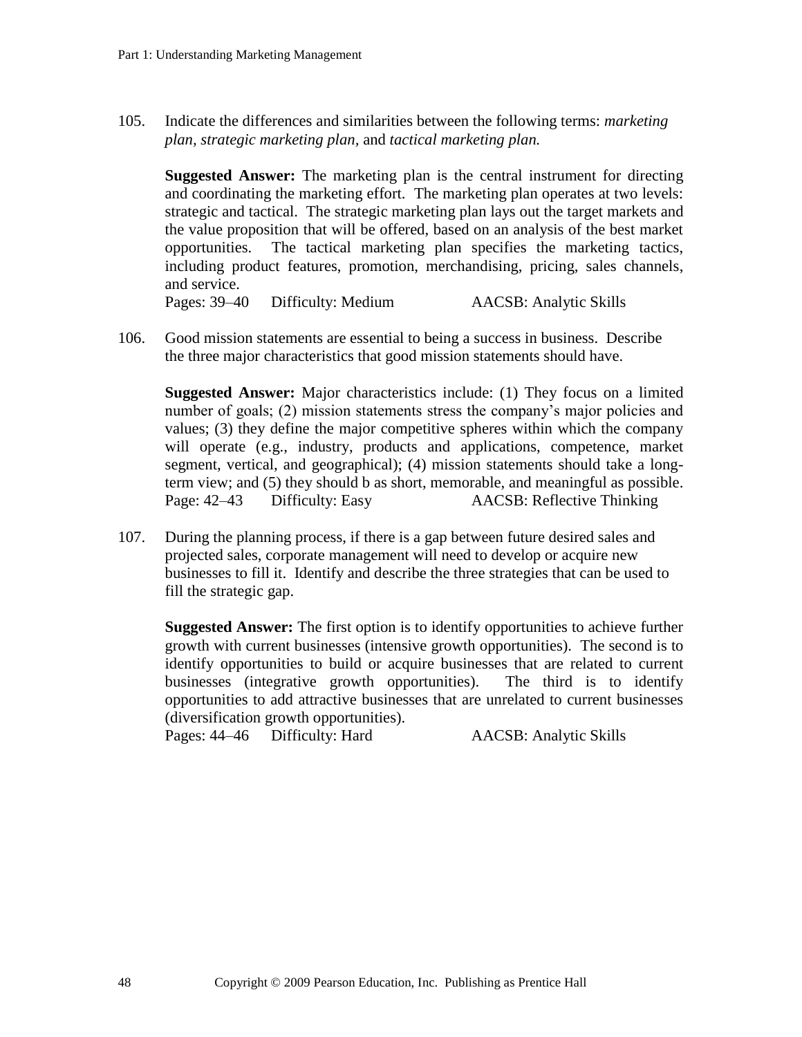105. Indicate the differences and similarities between the following terms: *marketing plan, strategic marketing plan,* and *tactical marketing plan.*

**Suggested Answer:** The marketing plan is the central instrument for directing and coordinating the marketing effort. The marketing plan operates at two levels: strategic and tactical. The strategic marketing plan lays out the target markets and the value proposition that will be offered, based on an analysis of the best market opportunities. The tactical marketing plan specifies the marketing tactics, including product features, promotion, merchandising, pricing, sales channels, and service.
Pages: 39–40 Difficulty: Medium AACSB: Analytic Skills

106. Good mission statements are essential to being a success in business. Describe the three major characteristics that good mission statements should have.

**Suggested Answer:** Major characteristics include: (1) They focus on a limited number of goals; (2) mission statements stress the company's major policies and values; (3) they define the major competitive spheres within which the company will operate (e.g., industry, products and applications, competence, market segment, vertical, and geographical); (4) mission statements should take a long-term view; and (5) they should b as short, memorable, and meaningful as possible.
Page: 42–43 Difficulty: Easy AACSB: Reflective Thinking

107. During the planning process, if there is a gap between future desired sales and projected sales, corporate management will need to develop or acquire new businesses to fill it. Identify and describe the three strategies that can be used to fill the strategic gap.

**Suggested Answer:** The first option is to identify opportunities to achieve further growth with current businesses (intensive growth opportunities). The second is to identify opportunities to build or acquire businesses that are related to current businesses (integrative growth opportunities). The third is to identify opportunities to add attractive businesses that are unrelated to current businesses (diversification growth opportunities).
Pages: 44–46 Difficulty: Hard AACSB: Analytic Skills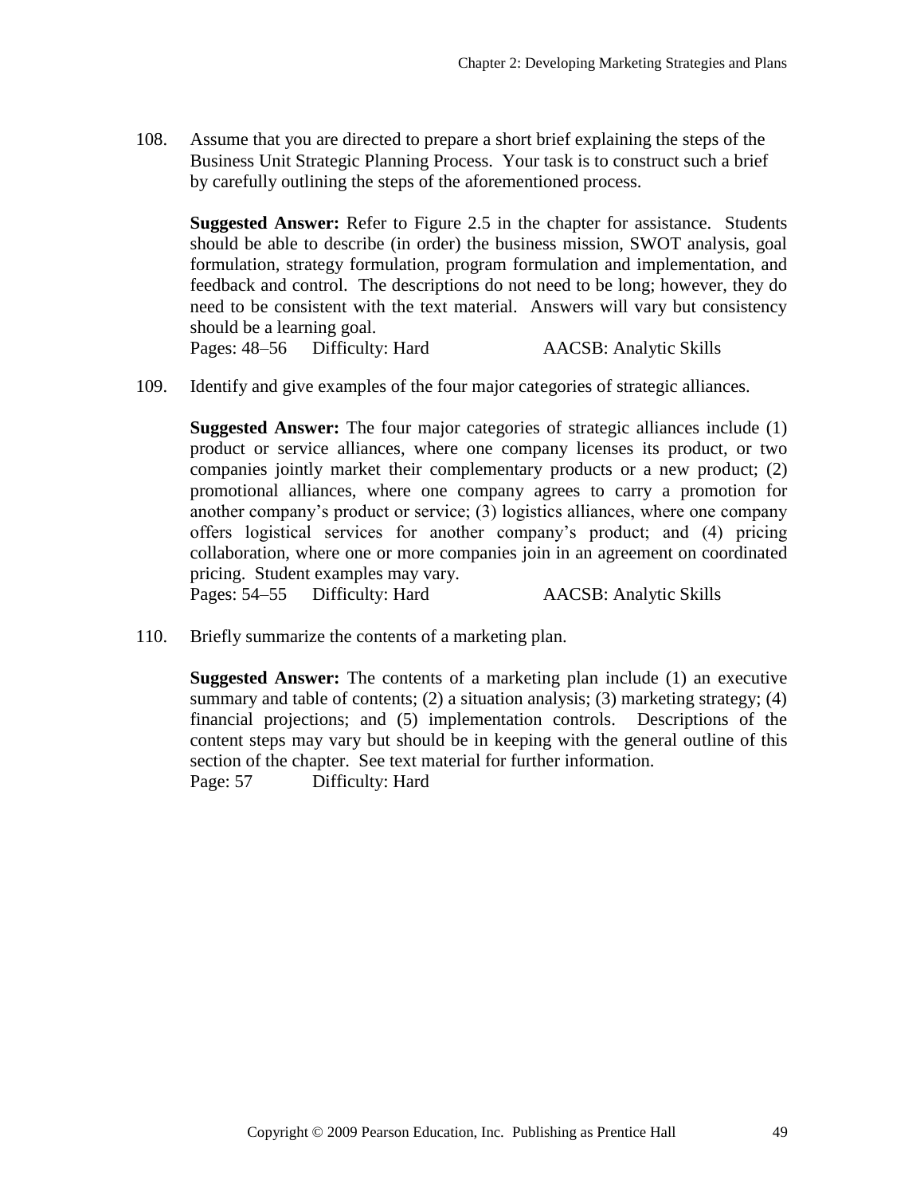108. Assume that you are directed to prepare a short brief explaining the steps of the Business Unit Strategic Planning Process. Your task is to construct such a brief by carefully outlining the steps of the aforementioned process.

**Suggested Answer:** Refer to Figure 2.5 in the chapter for assistance. Students should be able to describe (in order) the business mission, SWOT analysis, goal formulation, strategy formulation, program formulation and implementation, and feedback and control. The descriptions do not need to be long; however, they do need to be consistent with the text material. Answers will vary but consistency should be a learning goal.
Pages: 48–56 Difficulty: Hard AACSB: Analytic Skills

109. Identify and give examples of the four major categories of strategic alliances.

**Suggested Answer:** The four major categories of strategic alliances include (1) product or service alliances, where one company licenses its product, or two companies jointly market their complementary products or a new product; (2) promotional alliances, where one company agrees to carry a promotion for another company's product or service; (3) logistics alliances, where one company offers logistical services for another company's product; and (4) pricing collaboration, where one or more companies join in an agreement on coordinated pricing. Student examples may vary.
Pages: 54–55 Difficulty: Hard AACSB: Analytic Skills

110. Briefly summarize the contents of a marketing plan.

**Suggested Answer:** The contents of a marketing plan include (1) an executive summary and table of contents; (2) a situation analysis; (3) marketing strategy; (4) financial projections; and (5) implementation controls. Descriptions of the content steps may vary but should be in keeping with the general outline of this section of the chapter. See text material for further information.
Page: 57 Difficulty: Hard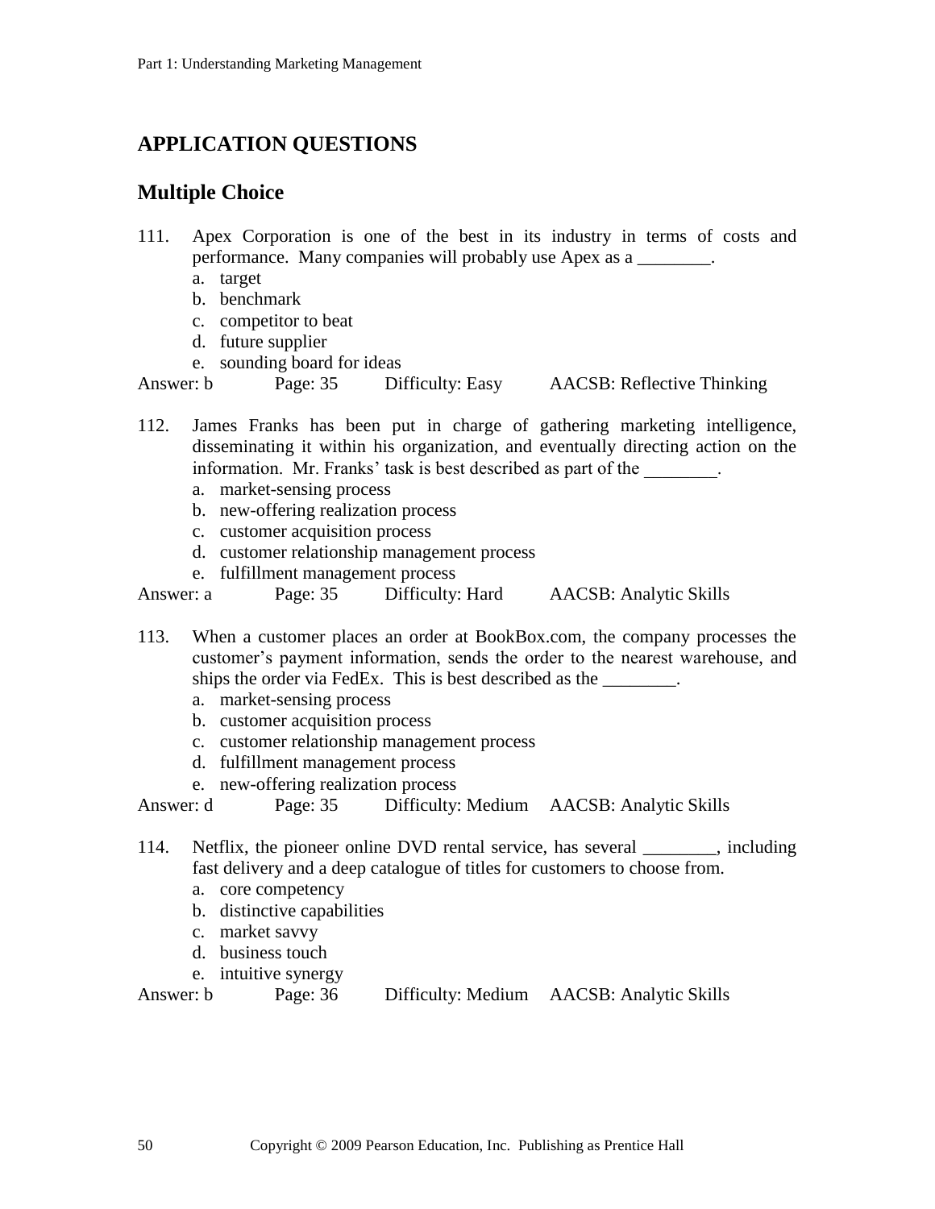## APPLICATION QUESTIONS

### Multiple Choice

111. Apex Corporation is one of the best in its industry in terms of costs and performance. Many companies will probably use Apex as a ________.
   a. target
   b. benchmark
   c. competitor to beat
   d. future supplier
   e. sounding board for ideas

Answer: b Page: 35 Difficulty: Easy AACSB: Reflective Thinking

112. James Franks has been put in charge of gathering marketing intelligence, disseminating it within his organization, and eventually directing action on the information. Mr. Franks' task is best described as part of the ________.
   a. market-sensing process
   b. new-offering realization process
   c. customer acquisition process
   d. customer relationship management process
   e. fulfillment management process

Answer: a Page: 35 Difficulty: Hard AACSB: Analytic Skills

113. When a customer places an order at BookBox.com, the company processes the customer's payment information, sends the order to the nearest warehouse, and ships the order via FedEx. This is best described as the ________.
   a. market-sensing process
   b. customer acquisition process
   c. customer relationship management process
   d. fulfillment management process
   e. new-offering realization process

Answer: d Page: 35 Difficulty: Medium AACSB: Analytic Skills

114. Netflix, the pioneer online DVD rental service, has several ________, including fast delivery and a deep catalogue of titles for customers to choose from.
   a. core competency
   b. distinctive capabilities
   c. market savvy
   d. business touch
   e. intuitive synergy

Answer: b Page: 36 Difficulty: Medium AACSB: Analytic Skills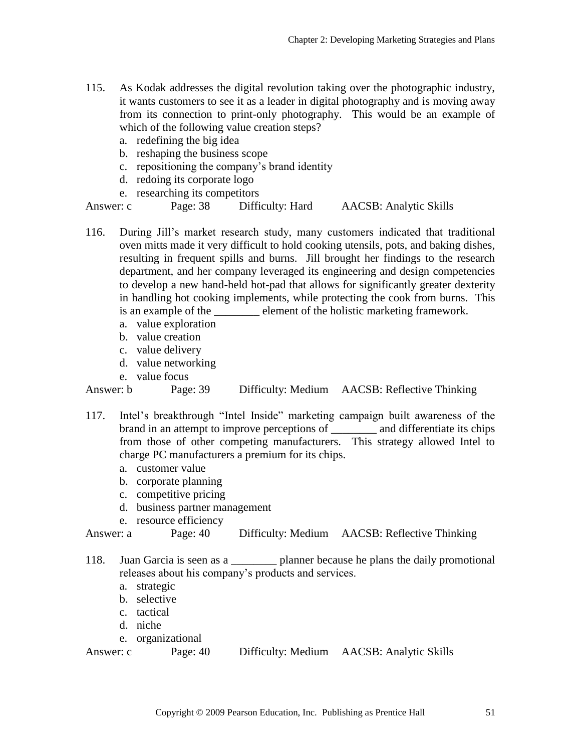115. As Kodak addresses the digital revolution taking over the photographic industry, it wants customers to see it as a leader in digital photography and is moving away from its connection to print-only photography. This would be an example of which of the following value creation steps?
   a. redefining the big idea
   b. reshaping the business scope
   c. repositioning the company's brand identity
   d. redoing its corporate logo
   e. researching its competitors

Answer: c Page: 38 Difficulty: Hard AACSB: Analytic Skills

116. During Jill's market research study, many customers indicated that traditional oven mitts made it very difficult to hold cooking utensils, pots, and baking dishes, resulting in frequent spills and burns. Jill brought her findings to the research department, and her company leveraged its engineering and design competencies to develop a new hand-held hot-pad that allows for significantly greater dexterity in handling hot cooking implements, while protecting the cook from burns. This is an example of the ________ element of the holistic marketing framework.
   a. value exploration
   b. value creation
   c. value delivery
   d. value networking
   e. value focus

Answer: b Page: 39 Difficulty: Medium AACSB: Reflective Thinking

117. Intel's breakthrough "Intel Inside" marketing campaign built awareness of the brand in an attempt to improve perceptions of ________ and differentiate its chips from those of other competing manufacturers. This strategy allowed Intel to charge PC manufacturers a premium for its chips.
   a. customer value
   b. corporate planning
   c. competitive pricing
   d. business partner management
   e. resource efficiency

Answer: a Page: 40 Difficulty: Medium AACSB: Reflective Thinking

118. Juan Garcia is seen as a ________ planner because he plans the daily promotional releases about his company's products and services.
   a. strategic
   b. selective
   c. tactical
   d. niche
   e. organizational

Answer: c Page: 40 Difficulty: Medium AACSB: Analytic Skills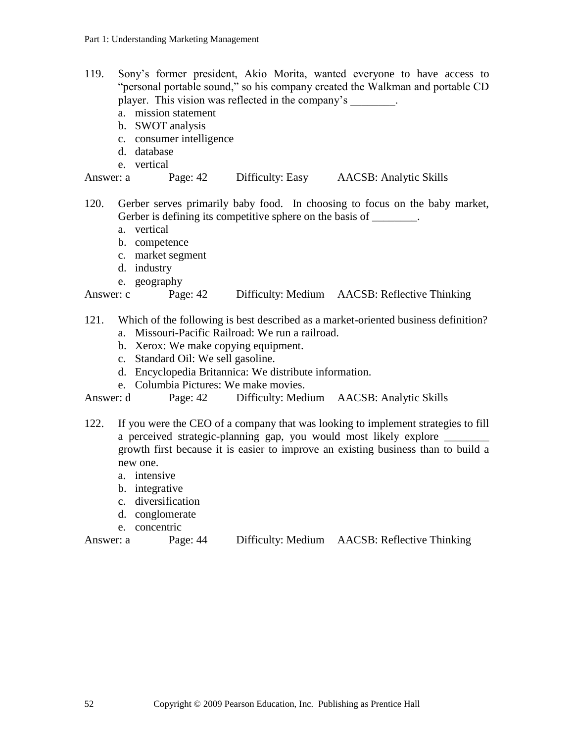119. Sony's former president, Akio Morita, wanted everyone to have access to "personal portable sound," so his company created the Walkman and portable CD player. This vision was reflected in the company's ________.
   a. mission statement
   b. SWOT analysis
   c. consumer intelligence
   d. database
   e. vertical

Answer: a Page: 42 Difficulty: Easy AACSB: Analytic Skills

120. Gerber serves primarily baby food. In choosing to focus on the baby market, Gerber is defining its competitive sphere on the basis of ________.
   a. vertical
   b. competence
   c. market segment
   d. industry
   e. geography

Answer: c Page: 42 Difficulty: Medium AACSB: Reflective Thinking

121. Which of the following is best described as a market-oriented business definition?
   a. Missouri-Pacific Railroad: We run a railroad.
   b. Xerox: We make copying equipment.
   c. Standard Oil: We sell gasoline.
   d. Encyclopedia Britannica: We distribute information.
   e. Columbia Pictures: We make movies.

Answer: d Page: 42 Difficulty: Medium AACSB: Analytic Skills

122. If you were the CEO of a company that was looking to implement strategies to fill a perceived strategic-planning gap, you would most likely explore ________ growth first because it is easier to improve an existing business than to build a new one.
   a. intensive
   b. integrative
   c. diversification
   d. conglomerate
   e. concentric

Answer: a Page: 44 Difficulty: Medium AACSB: Reflective Thinking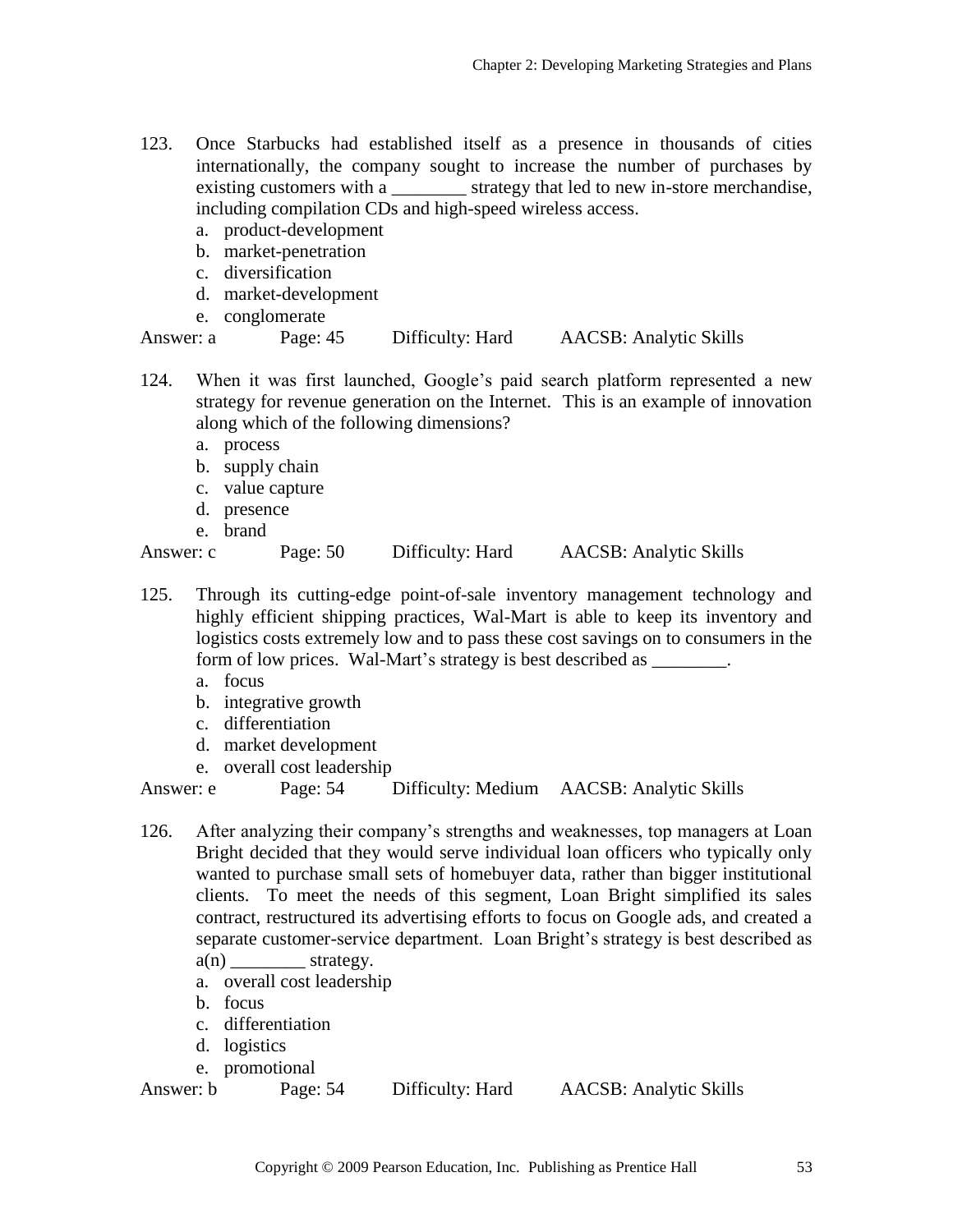123. Once Starbucks had established itself as a presence in thousands of cities internationally, the company sought to increase the number of purchases by existing customers with a ________ strategy that led to new in-store merchandise, including compilation CDs and high-speed wireless access.

   a. product-development
   b. market-penetration
   c. diversification
   d. market-development
   e. conglomerate

Answer: a  Page: 45  Difficulty: Hard  AACSB: Analytic Skills

124. When it was first launched, Google's paid search platform represented a new strategy for revenue generation on the Internet. This is an example of innovation along which of the following dimensions?

   a. process
   b. supply chain
   c. value capture
   d. presence
   e. brand

Answer: c  Page: 50  Difficulty: Hard  AACSB: Analytic Skills

125. Through its cutting-edge point-of-sale inventory management technology and highly efficient shipping practices, Wal-Mart is able to keep its inventory and logistics costs extremely low and to pass these cost savings on to consumers in the form of low prices. Wal-Mart's strategy is best described as ________.

   a. focus
   b. integrative growth
   c. differentiation
   d. market development
   e. overall cost leadership

Answer: e  Page: 54  Difficulty: Medium  AACSB: Analytic Skills

126. After analyzing their company's strengths and weaknesses, top managers at Loan Bright decided that they would serve individual loan officers who typically only wanted to purchase small sets of homebuyer data, rather than bigger institutional clients. To meet the needs of this segment, Loan Bright simplified its sales contract, restructured its advertising efforts to focus on Google ads, and created a separate customer-service department. Loan Bright's strategy is best described as a(n) ________ strategy.

   a. overall cost leadership
   b. focus
   c. differentiation
   d. logistics
   e. promotional

Answer: b  Page: 54  Difficulty: Hard  AACSB: Analytic Skills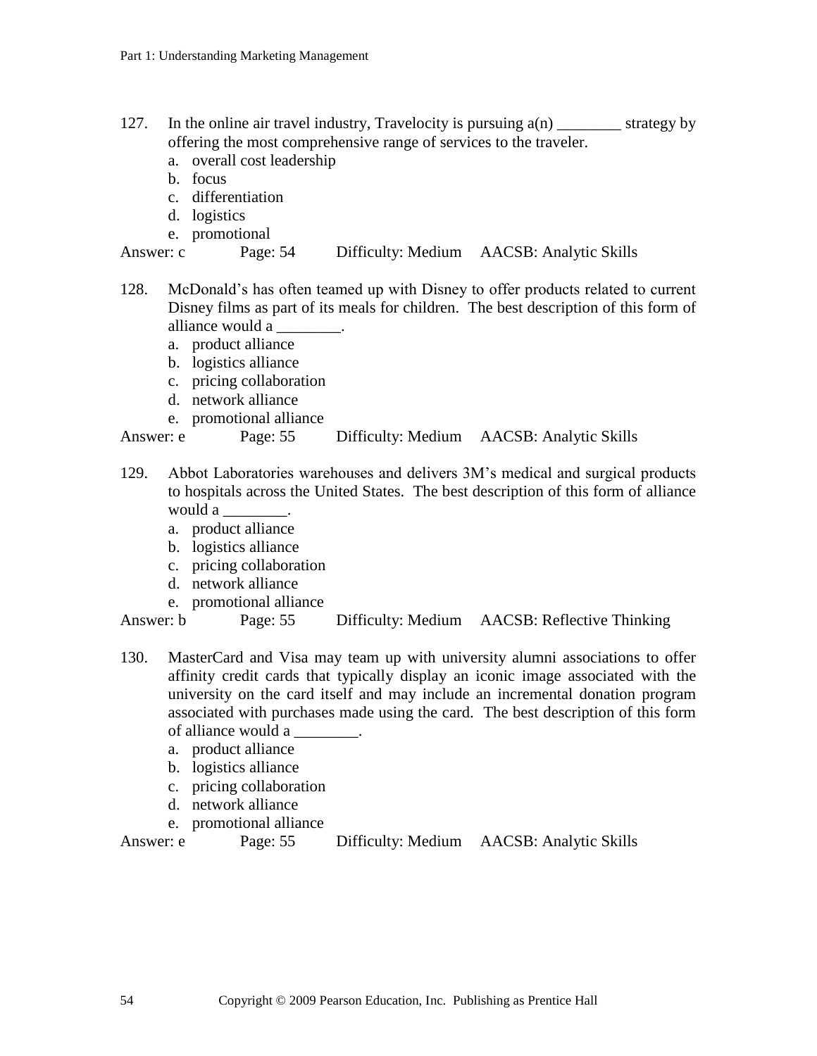127. In the online air travel industry, Travelocity is pursuing a(n) ________ strategy by offering the most comprehensive range of services to the traveler.
   a. overall cost leadership
   b. focus
   c. differentiation
   d. logistics
   e. promotional

Answer: c Page: 54 Difficulty: Medium AACSB: Analytic Skills

128. McDonald's has often teamed up with Disney to offer products related to current Disney films as part of its meals for children. The best description of this form of alliance would a ________.
   a. product alliance
   b. logistics alliance
   c. pricing collaboration
   d. network alliance
   e. promotional alliance

Answer: e Page: 55 Difficulty: Medium AACSB: Analytic Skills

129. Abbot Laboratories warehouses and delivers 3M's medical and surgical products to hospitals across the United States. The best description of this form of alliance would a ________.
   a. product alliance
   b. logistics alliance
   c. pricing collaboration
   d. network alliance
   e. promotional alliance

Answer: b Page: 55 Difficulty: Medium AACSB: Reflective Thinking

130. MasterCard and Visa may team up with university alumni associations to offer affinity credit cards that typically display an iconic image associated with the university on the card itself and may include an incremental donation program associated with purchases made using the card. The best description of this form of alliance would a ________.
   a. product alliance
   b. logistics alliance
   c. pricing collaboration
   d. network alliance
   e. promotional alliance

Answer: e Page: 55 Difficulty: Medium AACSB: Analytic Skills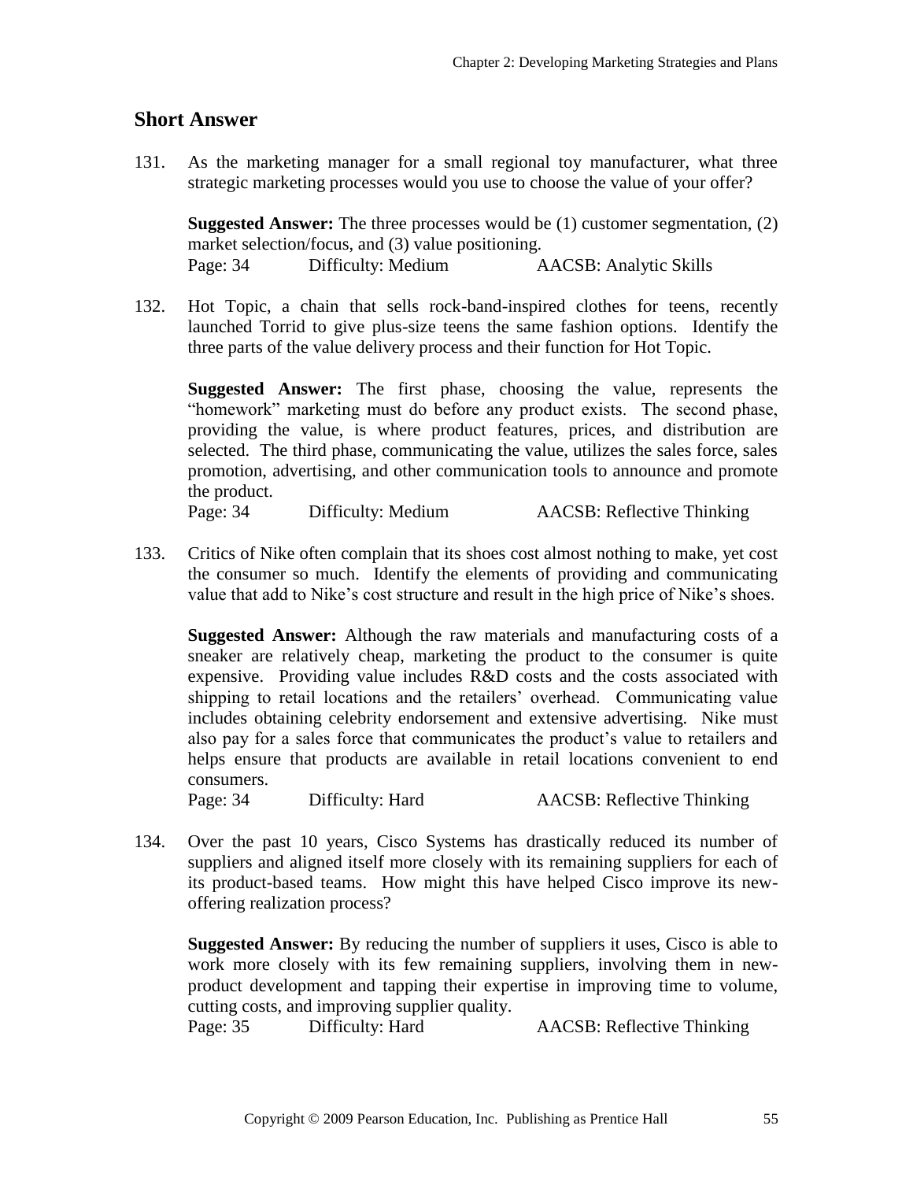## Short Answer

131. As the marketing manager for a small regional toy manufacturer, what three strategic marketing processes would you use to choose the value of your offer?

**Suggested Answer:** The three processes would be (1) customer segmentation, (2) market selection/focus, and (3) value positioning.
Page: 34 Difficulty: Medium AACSB: Analytic Skills

132. Hot Topic, a chain that sells rock-band-inspired clothes for teens, recently launched Torrid to give plus-size teens the same fashion options. Identify the three parts of the value delivery process and their function for Hot Topic.

**Suggested Answer:** The first phase, choosing the value, represents the "homework" marketing must do before any product exists. The second phase, providing the value, is where product features, prices, and distribution are selected. The third phase, communicating the value, utilizes the sales force, sales promotion, advertising, and other communication tools to announce and promote the product.
Page: 34 Difficulty: Medium AACSB: Reflective Thinking

133. Critics of Nike often complain that its shoes cost almost nothing to make, yet cost the consumer so much. Identify the elements of providing and communicating value that add to Nike's cost structure and result in the high price of Nike's shoes.

**Suggested Answer:** Although the raw materials and manufacturing costs of a sneaker are relatively cheap, marketing the product to the consumer is quite expensive. Providing value includes R&D costs and the costs associated with shipping to retail locations and the retailers' overhead. Communicating value includes obtaining celebrity endorsement and extensive advertising. Nike must also pay for a sales force that communicates the product's value to retailers and helps ensure that products are available in retail locations convenient to end consumers.
Page: 34 Difficulty: Hard AACSB: Reflective Thinking

134. Over the past 10 years, Cisco Systems has drastically reduced its number of suppliers and aligned itself more closely with its remaining suppliers for each of its product-based teams. How might this have helped Cisco improve its new-offering realization process?

**Suggested Answer:** By reducing the number of suppliers it uses, Cisco is able to work more closely with its few remaining suppliers, involving them in new-product development and tapping their expertise in improving time to volume, cutting costs, and improving supplier quality.
Page: 35 Difficulty: Hard AACSB: Reflective Thinking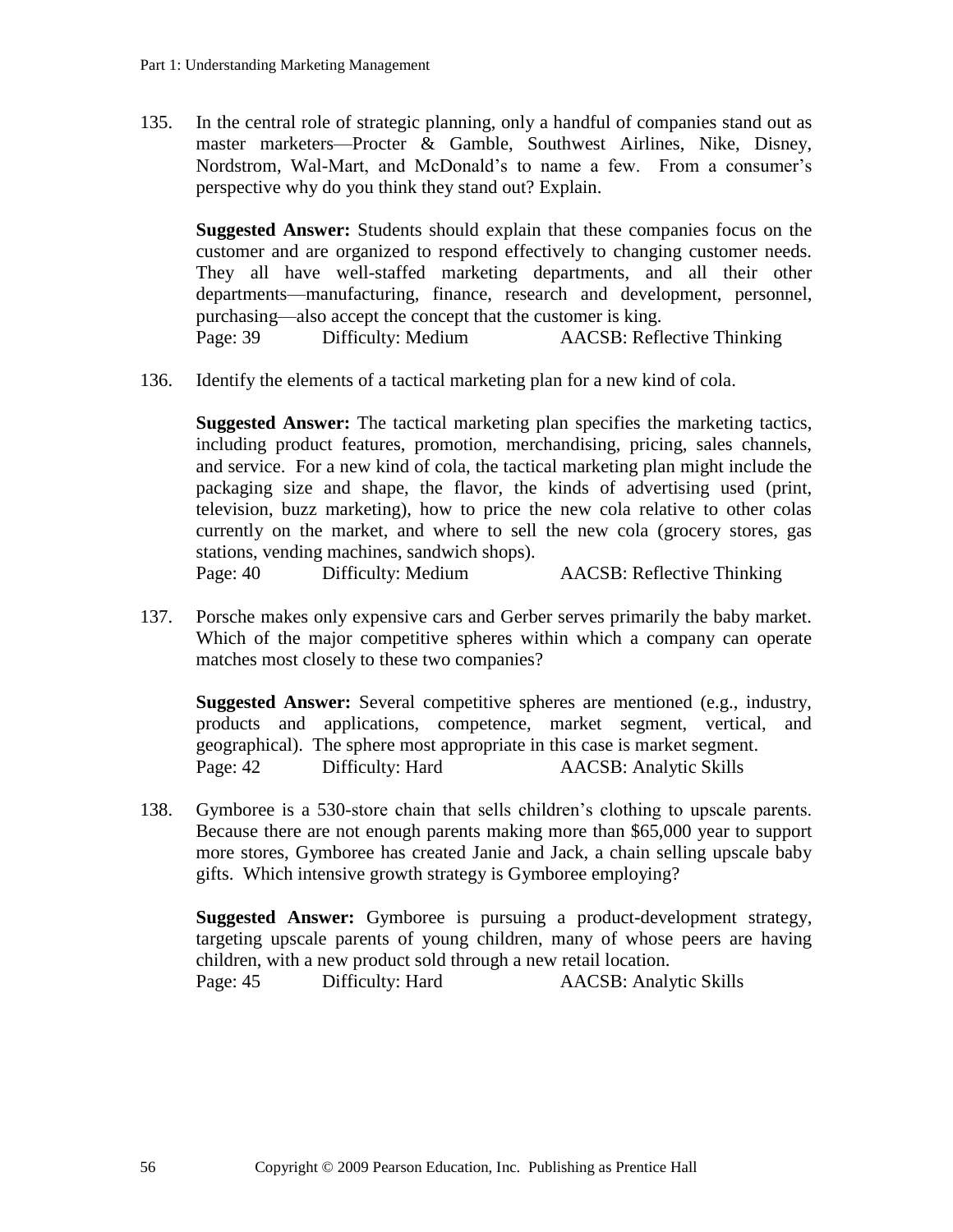135. In the central role of strategic planning, only a handful of companies stand out as master marketers—Procter & Gamble, Southwest Airlines, Nike, Disney, Nordstrom, Wal-Mart, and McDonald's to name a few. From a consumer's perspective why do you think they stand out? Explain.

**Suggested Answer:** Students should explain that these companies focus on the customer and are organized to respond effectively to changing customer needs. They all have well-staffed marketing departments, and all their other departments—manufacturing, finance, research and development, personnel, purchasing—also accept the concept that the customer is king.
Page: 39 Difficulty: Medium AACSB: Reflective Thinking

136. Identify the elements of a tactical marketing plan for a new kind of cola.

**Suggested Answer:** The tactical marketing plan specifies the marketing tactics, including product features, promotion, merchandising, pricing, sales channels, and service. For a new kind of cola, the tactical marketing plan might include the packaging size and shape, the flavor, the kinds of advertising used (print, television, buzz marketing), how to price the new cola relative to other colas currently on the market, and where to sell the new cola (grocery stores, gas stations, vending machines, sandwich shops).
Page: 40 Difficulty: Medium AACSB: Reflective Thinking

137. Porsche makes only expensive cars and Gerber serves primarily the baby market. Which of the major competitive spheres within which a company can operate matches most closely to these two companies?

**Suggested Answer:** Several competitive spheres are mentioned (e.g., industry, products and applications, competence, market segment, vertical, and geographical). The sphere most appropriate in this case is market segment.
Page: 42 Difficulty: Hard AACSB: Analytic Skills

138. Gymboree is a 530-store chain that sells children's clothing to upscale parents. Because there are not enough parents making more than $65,000 year to support more stores, Gymboree has created Janie and Jack, a chain selling upscale baby gifts. Which intensive growth strategy is Gymboree employing?

**Suggested Answer:** Gymboree is pursuing a product-development strategy, targeting upscale parents of young children, many of whose peers are having children, with a new product sold through a new retail location.
Page: 45 Difficulty: Hard AACSB: Analytic Skills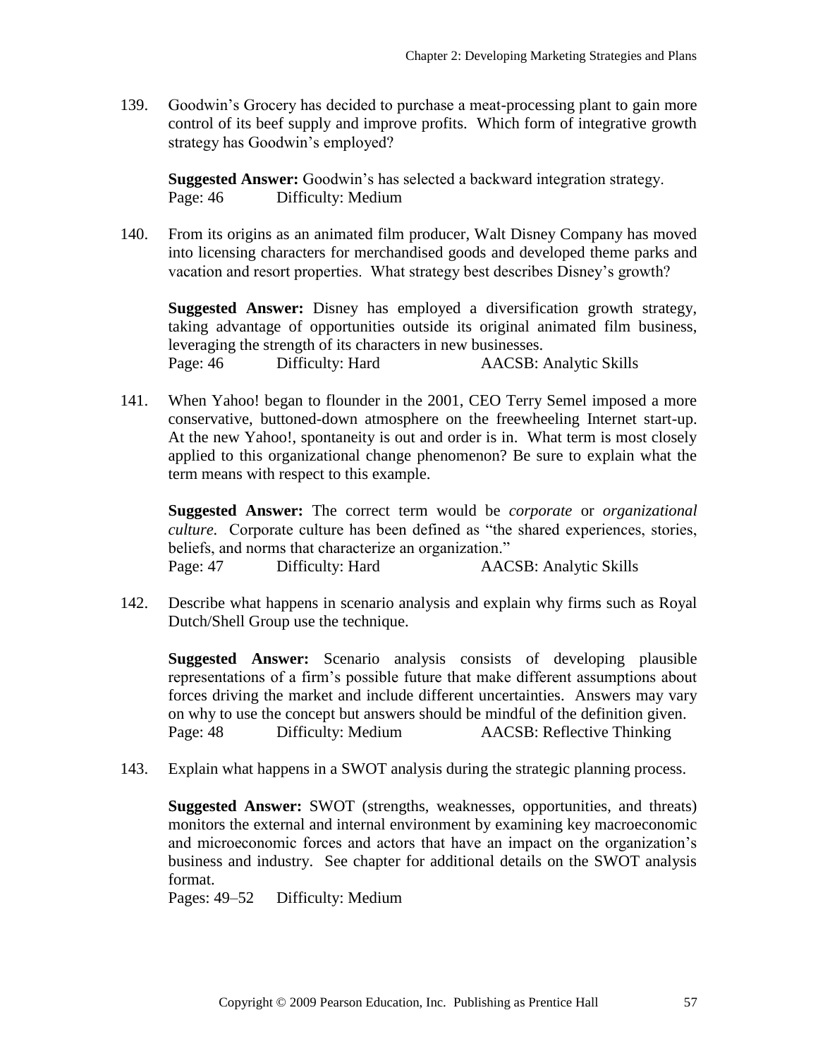139. Goodwin's Grocery has decided to purchase a meat-processing plant to gain more control of its beef supply and improve profits. Which form of integrative growth strategy has Goodwin's employed?

     **Suggested Answer:** Goodwin's has selected a backward integration strategy.
     Page: 46 Difficulty: Medium

140. From its origins as an animated film producer, Walt Disney Company has moved into licensing characters for merchandised goods and developed theme parks and vacation and resort properties. What strategy best describes Disney's growth?

     **Suggested Answer:** Disney has employed a diversification growth strategy, taking advantage of opportunities outside its original animated film business, leveraging the strength of its characters in new businesses.
     Page: 46 Difficulty: Hard AACSB: Analytic Skills

141. When Yahoo! began to flounder in the 2001, CEO Terry Semel imposed a more conservative, buttoned-down atmosphere on the freewheeling Internet start-up. At the new Yahoo!, spontaneity is out and order is in. What term is most closely applied to this organizational change phenomenon? Be sure to explain what the term means with respect to this example.

     **Suggested Answer:** The correct term would be *corporate* or *organizational culture.* Corporate culture has been defined as "the shared experiences, stories, beliefs, and norms that characterize an organization."
     Page: 47 Difficulty: Hard AACSB: Analytic Skills

142. Describe what happens in scenario analysis and explain why firms such as Royal Dutch/Shell Group use the technique.

     **Suggested Answer:** Scenario analysis consists of developing plausible representations of a firm's possible future that make different assumptions about forces driving the market and include different uncertainties. Answers may vary on why to use the concept but answers should be mindful of the definition given.
     Page: 48 Difficulty: Medium AACSB: Reflective Thinking

143. Explain what happens in a SWOT analysis during the strategic planning process.

     **Suggested Answer:** SWOT (strengths, weaknesses, opportunities, and threats) monitors the external and internal environment by examining key macroeconomic and microeconomic forces and actors that have an impact on the organization's business and industry. See chapter for additional details on the SWOT analysis format.
     Pages: 49–52 Difficulty: Medium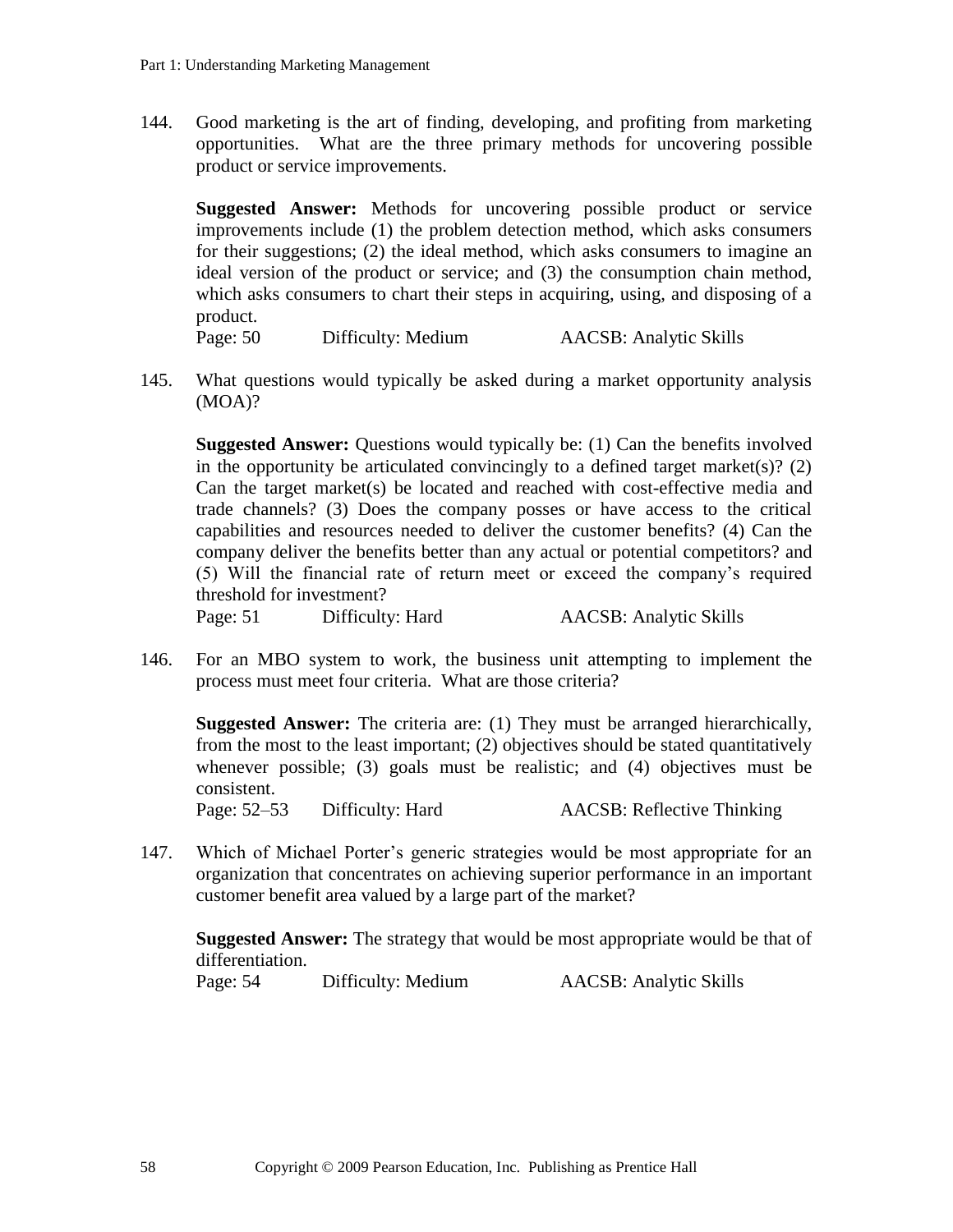144. Good marketing is the art of finding, developing, and profiting from marketing opportunities. What are the three primary methods for uncovering possible product or service improvements.

**Suggested Answer:** Methods for uncovering possible product or service improvements include (1) the problem detection method, which asks consumers for their suggestions; (2) the ideal method, which asks consumers to imagine an ideal version of the product or service; and (3) the consumption chain method, which asks consumers to chart their steps in acquiring, using, and disposing of a product.

Page: 50 Difficulty: Medium AACSB: Analytic Skills

145. What questions would typically be asked during a market opportunity analysis (MOA)?

**Suggested Answer:** Questions would typically be: (1) Can the benefits involved in the opportunity be articulated convincingly to a defined target market(s)? (2) Can the target market(s) be located and reached with cost-effective media and trade channels? (3) Does the company posses or have access to the critical capabilities and resources needed to deliver the customer benefits? (4) Can the company deliver the benefits better than any actual or potential competitors? and (5) Will the financial rate of return meet or exceed the company's required threshold for investment?

Page: 51 Difficulty: Hard AACSB: Analytic Skills

146. For an MBO system to work, the business unit attempting to implement the process must meet four criteria. What are those criteria?

**Suggested Answer:** The criteria are: (1) They must be arranged hierarchically, from the most to the least important; (2) objectives should be stated quantitatively whenever possible; (3) goals must be realistic; and (4) objectives must be consistent.

Page: 52–53 Difficulty: Hard AACSB: Reflective Thinking

147. Which of Michael Porter's generic strategies would be most appropriate for an organization that concentrates on achieving superior performance in an important customer benefit area valued by a large part of the market?

**Suggested Answer:** The strategy that would be most appropriate would be that of differentiation.

Page: 54 Difficulty: Medium AACSB: Analytic Skills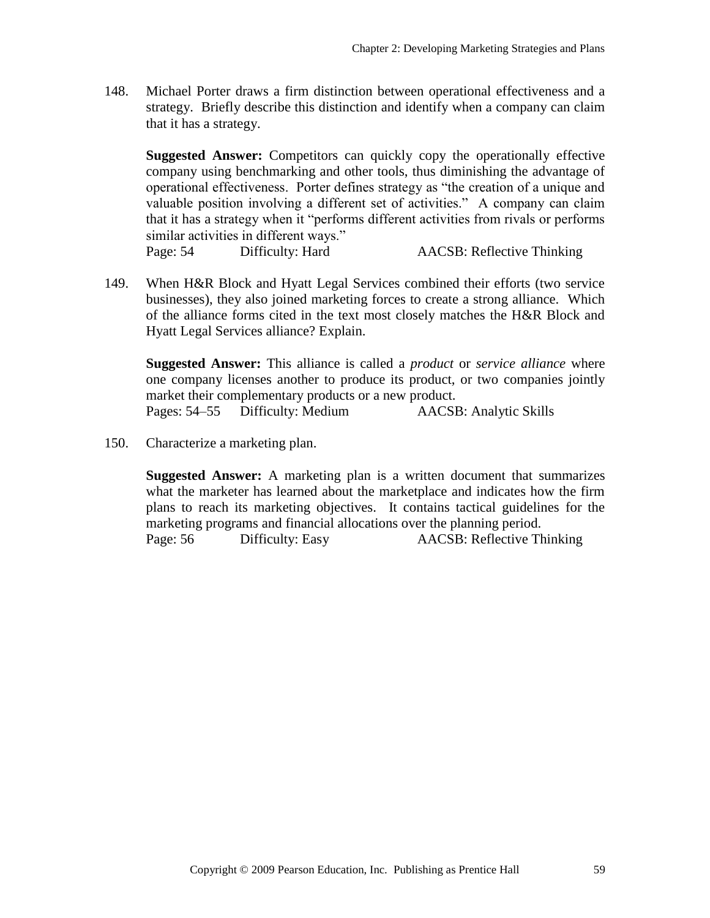148. Michael Porter draws a firm distinction between operational effectiveness and a strategy. Briefly describe this distinction and identify when a company can claim that it has a strategy.

**Suggested Answer:** Competitors can quickly copy the operationally effective company using benchmarking and other tools, thus diminishing the advantage of operational effectiveness. Porter defines strategy as "the creation of a unique and valuable position involving a different set of activities." A company can claim that it has a strategy when it "performs different activities from rivals or performs similar activities in different ways."

Page: 54 Difficulty: Hard AACSB: Reflective Thinking

149. When H&R Block and Hyatt Legal Services combined their efforts (two service businesses), they also joined marketing forces to create a strong alliance. Which of the alliance forms cited in the text most closely matches the H&R Block and Hyatt Legal Services alliance? Explain.

**Suggested Answer:** This alliance is called a *product* or *service alliance* where one company licenses another to produce its product, or two companies jointly market their complementary products or a new product.

Pages: 54–55 Difficulty: Medium AACSB: Analytic Skills

150. Characterize a marketing plan.

**Suggested Answer:** A marketing plan is a written document that summarizes what the marketer has learned about the marketplace and indicates how the firm plans to reach its marketing objectives. It contains tactical guidelines for the marketing programs and financial allocations over the planning period.

Page: 56 Difficulty: Easy AACSB: Reflective Thinking